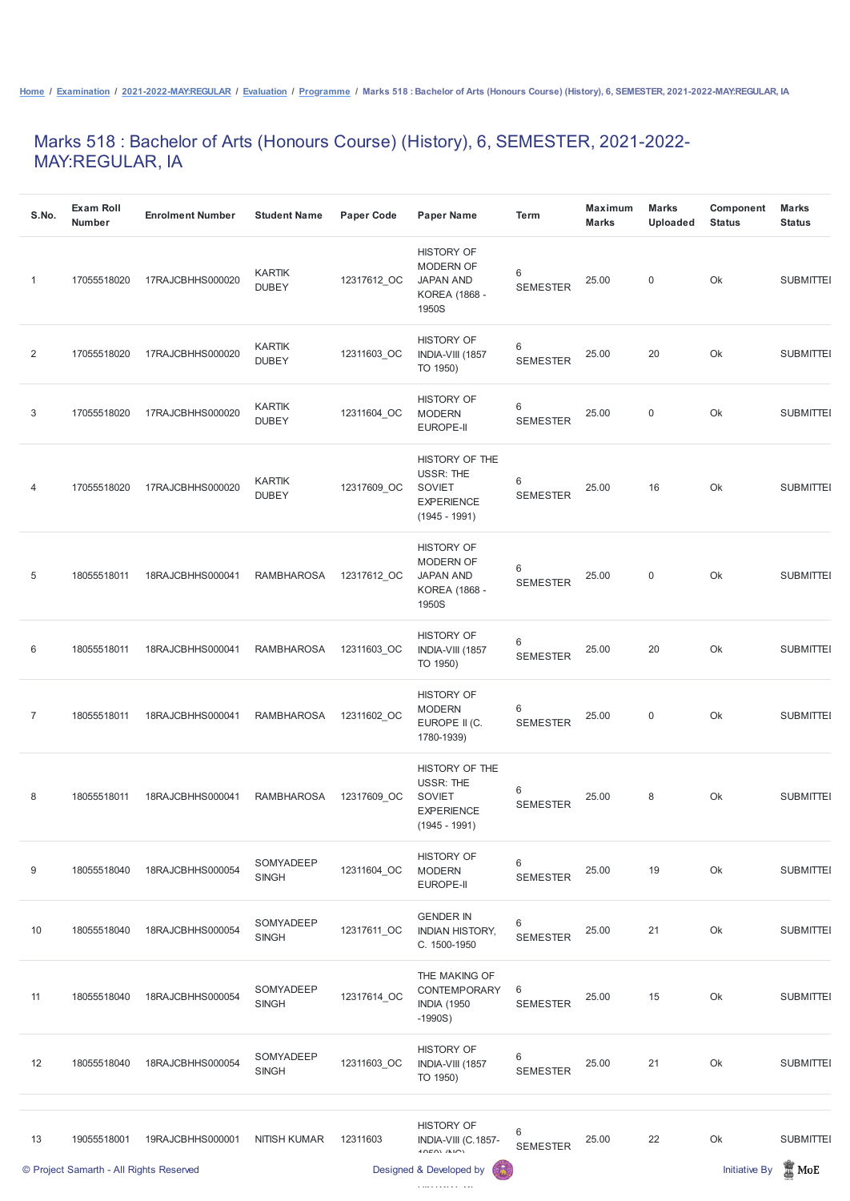Home / Examination / 2021-2022-MAY:REGULAR / Evaluation / Programme / Marks 518 : Bachelor of Arts (Honours Course) (History), 6, SEMESTER, 2021-2022-MAY:REGULAR, IA

# Marks 518 : Bachelor of Arts (Honours Course) (History), 6, SEMESTER, 2021-2022-MAY:REGULAR, IA

| S.No. | Exam Roll Number | Enrolment Number | Student Name | Paper Code | Paper Name | Term | Maximum Marks | Marks Uploaded | Component Status | Marks Status |
|---|---|---|---|---|---|---|---|---|---|---|
| 1 | 17055518020 | 17RAJCBHHS000020 | KARTIK DUBEY | 12317612_OC | HISTORY OF MODERN OF JAPAN AND KOREA (1868 - 1950S | 6 SEMESTER | 25.00 | 0 | Ok | SUBMITTEI |
| 2 | 17055518020 | 17RAJCBHHS000020 | KARTIK DUBEY | 12311603_OC | HISTORY OF INDIA-VIII (1857 TO 1950) | 6 SEMESTER | 25.00 | 20 | Ok | SUBMITTEI |
| 3 | 17055518020 | 17RAJCBHHS000020 | KARTIK DUBEY | 12311604_OC | HISTORY OF MODERN EUROPE-II | 6 SEMESTER | 25.00 | 0 | Ok | SUBMITTEI |
| 4 | 17055518020 | 17RAJCBHHS000020 | KARTIK DUBEY | 12317609_OC | HISTORY OF THE USSR: THE SOVIET EXPERIENCE (1945 - 1991) | 6 SEMESTER | 25.00 | 16 | Ok | SUBMITTEI |
| 5 | 18055518011 | 18RAJCBHHS000041 | RAMBHAROSA | 12317612_OC | HISTORY OF MODERN OF JAPAN AND KOREA (1868 - 1950S | 6 SEMESTER | 25.00 | 0 | Ok | SUBMITTEI |
| 6 | 18055518011 | 18RAJCBHHS000041 | RAMBHAROSA | 12311603_OC | HISTORY OF INDIA-VIII (1857 TO 1950) | 6 SEMESTER | 25.00 | 20 | Ok | SUBMITTEI |
| 7 | 18055518011 | 18RAJCBHHS000041 | RAMBHAROSA | 12311602_OC | HISTORY OF MODERN EUROPE II (C. 1780-1939) | 6 SEMESTER | 25.00 | 0 | Ok | SUBMITTEI |
| 8 | 18055518011 | 18RAJCBHHS000041 | RAMBHAROSA | 12317609_OC | HISTORY OF THE USSR: THE SOVIET EXPERIENCE (1945 - 1991) | 6 SEMESTER | 25.00 | 8 | Ok | SUBMITTEI |
| 9 | 18055518040 | 18RAJCBHHS000054 | SOMYADEEP SINGH | 12311604_OC | HISTORY OF MODERN EUROPE-II | 6 SEMESTER | 25.00 | 19 | Ok | SUBMITTEI |
| 10 | 18055518040 | 18RAJCBHHS000054 | SOMYADEEP SINGH | 12317611_OC | GENDER IN INDIAN HISTORY, C. 1500-1950 | 6 SEMESTER | 25.00 | 21 | Ok | SUBMITTEI |
| 11 | 18055518040 | 18RAJCBHHS000054 | SOMYADEEP SINGH | 12317614_OC | THE MAKING OF CONTEMPORARY INDIA (1950 -1990S) | 6 SEMESTER | 25.00 | 15 | Ok | SUBMITTEI |
| 12 | 18055518040 | 18RAJCBHHS000054 | SOMYADEEP SINGH | 12311603_OC | HISTORY OF INDIA-VIII (1857 TO 1950) | 6 SEMESTER | 25.00 | 21 | Ok | SUBMITTEI |
| 13 | 19055518001 | 19RAJCBHHS000001 | NITISH KUMAR | 12311603 | HISTORY OF INDIA-VIII (C.1857- 1950) (NC) | 6 SEMESTER | 25.00 | 22 | Ok | SUBMITTEI |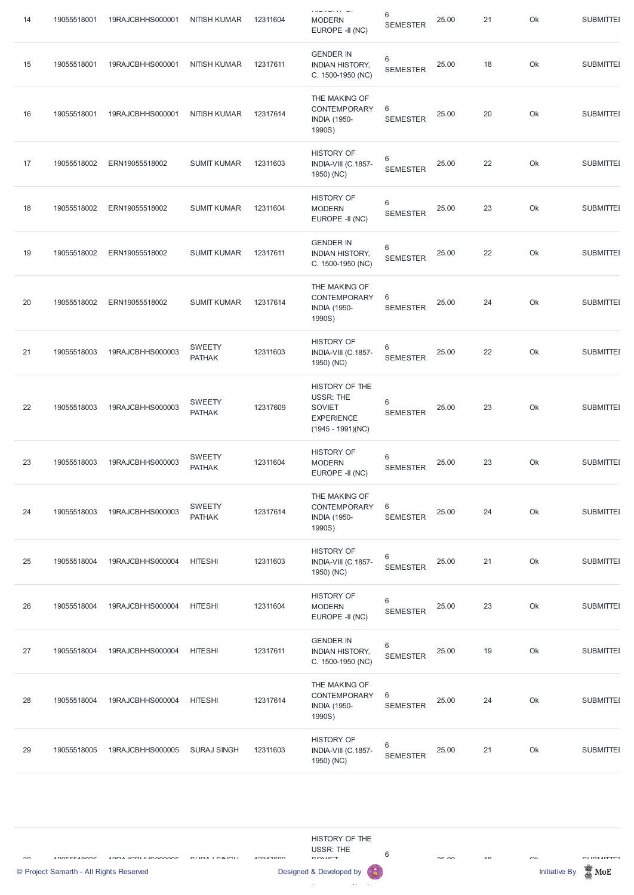| | | | | | | | | | | |
|---|---|---|---|---|---|---|---|---|---|---|
| 14 | 19055518001 | 19RAJCBHHS000001 | NITISH KUMAR | 12311604 | HISTORY OF MODERN EUROPE -II (NC) | 6 SEMESTER | 25.00 | 21 | Ok | SUBMITTED |
| 15 | 19055518001 | 19RAJCBHHS000001 | NITISH KUMAR | 12317611 | GENDER IN INDIAN HISTORY, C. 1500-1950 (NC) | 6 SEMESTER | 25.00 | 18 | Ok | SUBMITTED |
| 16 | 19055518001 | 19RAJCBHHS000001 | NITISH KUMAR | 12317614 | THE MAKING OF CONTEMPORARY INDIA (1950-1990S) | 6 SEMESTER | 25.00 | 20 | Ok | SUBMITTED |
| 17 | 19055518002 | ERN19055518002 | SUMIT KUMAR | 12311603 | HISTORY OF INDIA-VIII (C.1857-1950) (NC) | 6 SEMESTER | 25.00 | 22 | Ok | SUBMITTED |
| 18 | 19055518002 | ERN19055518002 | SUMIT KUMAR | 12311604 | HISTORY OF MODERN EUROPE -II (NC) | 6 SEMESTER | 25.00 | 23 | Ok | SUBMITTED |
| 19 | 19055518002 | ERN19055518002 | SUMIT KUMAR | 12317611 | GENDER IN INDIAN HISTORY, C. 1500-1950 (NC) | 6 SEMESTER | 25.00 | 22 | Ok | SUBMITTED |
| 20 | 19055518002 | ERN19055518002 | SUMIT KUMAR | 12317614 | THE MAKING OF CONTEMPORARY INDIA (1950-1990S) | 6 SEMESTER | 25.00 | 24 | Ok | SUBMITTED |
| 21 | 19055518003 | 19RAJCBHHS000003 | SWEETY PATHAK | 12311603 | HISTORY OF INDIA-VIII (C.1857-1950) (NC) | 6 SEMESTER | 25.00 | 22 | Ok | SUBMITTED |
| 22 | 19055518003 | 19RAJCBHHS000003 | SWEETY PATHAK | 12317609 | HISTORY OF THE USSR: THE SOVIET EXPERIENCE (1945 - 1991)(NC) | 6 SEMESTER | 25.00 | 23 | Ok | SUBMITTED |
| 23 | 19055518003 | 19RAJCBHHS000003 | SWEETY PATHAK | 12311604 | HISTORY OF MODERN EUROPE -II (NC) | 6 SEMESTER | 25.00 | 23 | Ok | SUBMITTED |
| 24 | 19055518003 | 19RAJCBHHS000003 | SWEETY PATHAK | 12317614 | THE MAKING OF CONTEMPORARY INDIA (1950-1990S) | 6 SEMESTER | 25.00 | 24 | Ok | SUBMITTED |
| 25 | 19055518004 | 19RAJCBHHS000004 | HITESHI | 12311603 | HISTORY OF INDIA-VIII (C.1857-1950) (NC) | 6 SEMESTER | 25.00 | 21 | Ok | SUBMITTED |
| 26 | 19055518004 | 19RAJCBHHS000004 | HITESHI | 12311604 | HISTORY OF MODERN EUROPE -II (NC) | 6 SEMESTER | 25.00 | 23 | Ok | SUBMITTED |
| 27 | 19055518004 | 19RAJCBHHS000004 | HITESHI | 12317611 | GENDER IN INDIAN HISTORY, C. 1500-1950 (NC) | 6 SEMESTER | 25.00 | 19 | Ok | SUBMITTED |
| 28 | 19055518004 | 19RAJCBHHS000004 | HITESHI | 12317614 | THE MAKING OF CONTEMPORARY INDIA (1950-1990S) | 6 SEMESTER | 25.00 | 24 | Ok | SUBMITTED |
| 29 | 19055518005 | 19RAJCBHHS000005 | SURAJ SINGH | 12311603 | HISTORY OF INDIA-VIII (C.1857-1950) (NC) | 6 SEMESTER | 25.00 | 21 | Ok | SUBMITTED |
| 30 | 19055518005 | 19RAJCBHHS000005 | SURAJ SINGH | 12317609 | HISTORY OF THE USSR: THE SOVIET | 6 | 25.00 | 18 | Ok | SUBMITTED |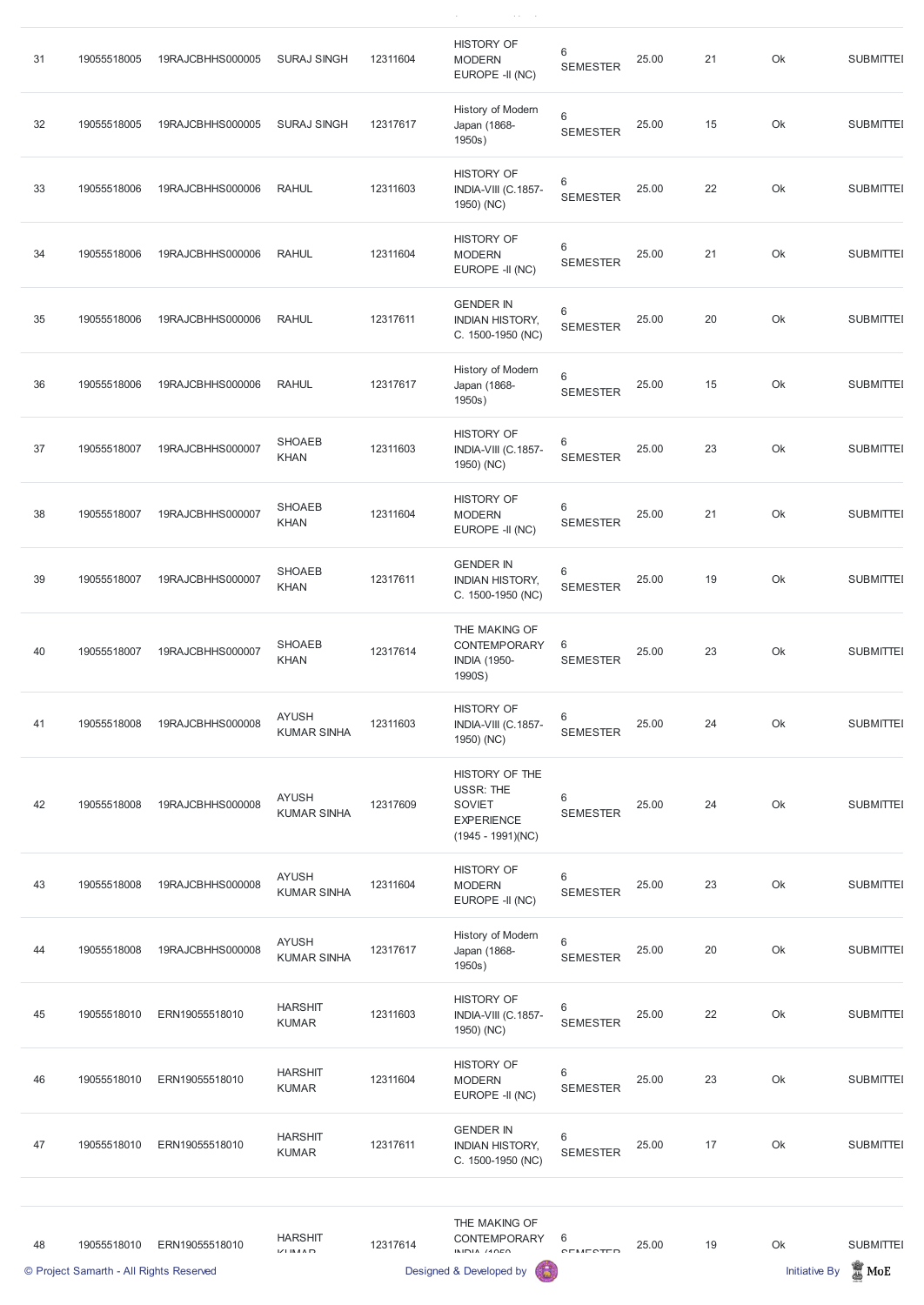| 31 | 19055518005 | 19RAJCBHHS000005 | SURAJ SINGH | 12311604 | HISTORY OF MODERN EUROPE -II (NC) | 6 SEMESTER | 25.00 | 21 | Ok | SUBMITTED |
|---|---|---|---|---|---|---|---|---|---|---|
| 32 | 19055518005 | 19RAJCBHHS000005 | SURAJ SINGH | 12317617 | History of Modern Japan (1868-1950s) | 6 SEMESTER | 25.00 | 15 | Ok | SUBMITTED |
| 33 | 19055518006 | 19RAJCBHHS000006 | RAHUL | 12311603 | HISTORY OF INDIA-VIII (C.1857-1950) (NC) | 6 SEMESTER | 25.00 | 22 | Ok | SUBMITTED |
| 34 | 19055518006 | 19RAJCBHHS000006 | RAHUL | 12311604 | HISTORY OF MODERN EUROPE -II (NC) | 6 SEMESTER | 25.00 | 21 | Ok | SUBMITTED |
| 35 | 19055518006 | 19RAJCBHHS000006 | RAHUL | 12317611 | GENDER IN INDIAN HISTORY, C. 1500-1950 (NC) | 6 SEMESTER | 25.00 | 20 | Ok | SUBMITTED |
| 36 | 19055518006 | 19RAJCBHHS000006 | RAHUL | 12317617 | History of Modern Japan (1868-1950s) | 6 SEMESTER | 25.00 | 15 | Ok | SUBMITTED |
| 37 | 19055518007 | 19RAJCBHHS000007 | SHOAEB KHAN | 12311603 | HISTORY OF INDIA-VIII (C.1857-1950) (NC) | 6 SEMESTER | 25.00 | 23 | Ok | SUBMITTED |
| 38 | 19055518007 | 19RAJCBHHS000007 | SHOAEB KHAN | 12311604 | HISTORY OF MODERN EUROPE -II (NC) | 6 SEMESTER | 25.00 | 21 | Ok | SUBMITTED |
| 39 | 19055518007 | 19RAJCBHHS000007 | SHOAEB KHAN | 12317611 | GENDER IN INDIAN HISTORY, C. 1500-1950 (NC) | 6 SEMESTER | 25.00 | 19 | Ok | SUBMITTED |
| 40 | 19055518007 | 19RAJCBHHS000007 | SHOAEB KHAN | 12317614 | THE MAKING OF CONTEMPORARY INDIA (1950-1990S) | 6 SEMESTER | 25.00 | 23 | Ok | SUBMITTED |
| 41 | 19055518008 | 19RAJCBHHS000008 | AYUSH KUMAR SINHA | 12311603 | HISTORY OF INDIA-VIII (C.1857-1950) (NC) | 6 SEMESTER | 25.00 | 24 | Ok | SUBMITTED |
| 42 | 19055518008 | 19RAJCBHHS000008 | AYUSH KUMAR SINHA | 12317609 | HISTORY OF THE USSR: THE SOVIET EXPERIENCE (1945 - 1991)(NC) | 6 SEMESTER | 25.00 | 24 | Ok | SUBMITTED |
| 43 | 19055518008 | 19RAJCBHHS000008 | AYUSH KUMAR SINHA | 12311604 | HISTORY OF MODERN EUROPE -II (NC) | 6 SEMESTER | 25.00 | 23 | Ok | SUBMITTED |
| 44 | 19055518008 | 19RAJCBHHS000008 | AYUSH KUMAR SINHA | 12317617 | History of Modern Japan (1868-1950s) | 6 SEMESTER | 25.00 | 20 | Ok | SUBMITTED |
| 45 | 19055518010 | ERN19055518010 | HARSHIT KUMAR | 12311603 | HISTORY OF INDIA-VIII (C.1857-1950) (NC) | 6 SEMESTER | 25.00 | 22 | Ok | SUBMITTED |
| 46 | 19055518010 | ERN19055518010 | HARSHIT KUMAR | 12311604 | HISTORY OF MODERN EUROPE -II (NC) | 6 SEMESTER | 25.00 | 23 | Ok | SUBMITTED |
| 47 | 19055518010 | ERN19055518010 | HARSHIT KUMAR | 12317611 | GENDER IN INDIAN HISTORY, C. 1500-1950 (NC) | 6 SEMESTER | 25.00 | 17 | Ok | SUBMITTED |
| 48 | 19055518010 | ERN19055518010 | HARSHIT KUMAR | 12317614 | THE MAKING OF CONTEMPORARY INDIA (1950 | 6 SEMESTER | 25.00 | 19 | Ok | SUBMITTED |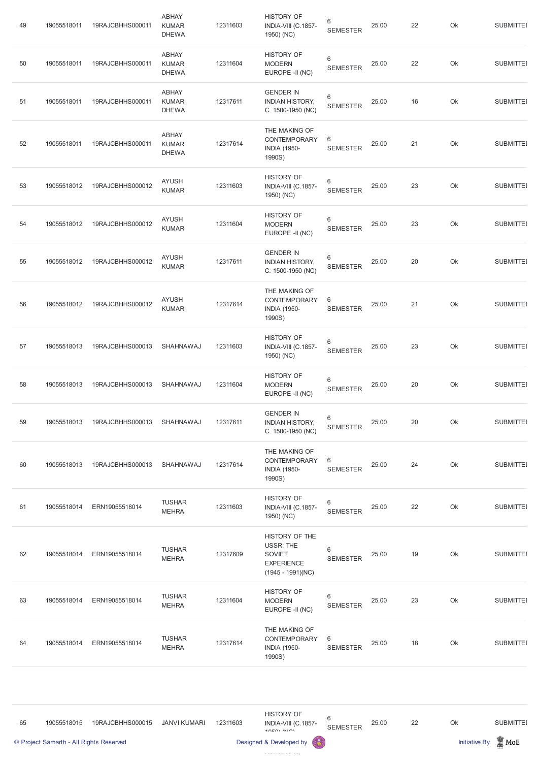| 49 | 19055518011 | 19RAJCBHHS000011 | ABHAY KUMAR DHEWA | 12311603 | HISTORY OF INDIA-VIII (C.1857-1950) (NC) | 6 SEMESTER | 25.00 | 22 | Ok | SUBMITTEI |
|---|---|---|---|---|---|---|---|---|---|---|
| 50 | 19055518011 | 19RAJCBHHS000011 | ABHAY KUMAR DHEWA | 12311604 | HISTORY OF MODERN EUROPE -II (NC) | 6 SEMESTER | 25.00 | 22 | Ok | SUBMITTEI |
| 51 | 19055518011 | 19RAJCBHHS000011 | ABHAY KUMAR DHEWA | 12317611 | GENDER IN INDIAN HISTORY, C. 1500-1950 (NC) | 6 SEMESTER | 25.00 | 16 | Ok | SUBMITTEI |
| 52 | 19055518011 | 19RAJCBHHS000011 | ABHAY KUMAR DHEWA | 12317614 | THE MAKING OF CONTEMPORARY INDIA (1950-1990S) | 6 SEMESTER | 25.00 | 21 | Ok | SUBMITTEI |
| 53 | 19055518012 | 19RAJCBHHS000012 | AYUSH KUMAR | 12311603 | HISTORY OF INDIA-VIII (C.1857-1950) (NC) | 6 SEMESTER | 25.00 | 23 | Ok | SUBMITTEI |
| 54 | 19055518012 | 19RAJCBHHS000012 | AYUSH KUMAR | 12311604 | HISTORY OF MODERN EUROPE -II (NC) | 6 SEMESTER | 25.00 | 23 | Ok | SUBMITTEI |
| 55 | 19055518012 | 19RAJCBHHS000012 | AYUSH KUMAR | 12317611 | GENDER IN INDIAN HISTORY, C. 1500-1950 (NC) | 6 SEMESTER | 25.00 | 20 | Ok | SUBMITTEI |
| 56 | 19055518012 | 19RAJCBHHS000012 | AYUSH KUMAR | 12317614 | THE MAKING OF CONTEMPORARY INDIA (1950-1990S) | 6 SEMESTER | 25.00 | 21 | Ok | SUBMITTEI |
| 57 | 19055518013 | 19RAJCBHHS000013 | SHAHNAWAJ | 12311603 | HISTORY OF INDIA-VIII (C.1857-1950) (NC) | 6 SEMESTER | 25.00 | 23 | Ok | SUBMITTEI |
| 58 | 19055518013 | 19RAJCBHHS000013 | SHAHNAWAJ | 12311604 | HISTORY OF MODERN EUROPE -II (NC) | 6 SEMESTER | 25.00 | 20 | Ok | SUBMITTEI |
| 59 | 19055518013 | 19RAJCBHHS000013 | SHAHNAWAJ | 12317611 | GENDER IN INDIAN HISTORY, C. 1500-1950 (NC) | 6 SEMESTER | 25.00 | 20 | Ok | SUBMITTEI |
| 60 | 19055518013 | 19RAJCBHHS000013 | SHAHNAWAJ | 12317614 | THE MAKING OF CONTEMPORARY INDIA (1950-1990S) | 6 SEMESTER | 25.00 | 24 | Ok | SUBMITTEI |
| 61 | 19055518014 | ERN19055518014 | TUSHAR MEHRA | 12311603 | HISTORY OF INDIA-VIII (C.1857-1950) (NC) | 6 SEMESTER | 25.00 | 22 | Ok | SUBMITTEI |
| 62 | 19055518014 | ERN19055518014 | TUSHAR MEHRA | 12317609 | HISTORY OF THE USSR: THE SOVIET EXPERIENCE (1945 - 1991)(NC) | 6 SEMESTER | 25.00 | 19 | Ok | SUBMITTEI |
| 63 | 19055518014 | ERN19055518014 | TUSHAR MEHRA | 12311604 | HISTORY OF MODERN EUROPE -II (NC) | 6 SEMESTER | 25.00 | 23 | Ok | SUBMITTEI |
| 64 | 19055518014 | ERN19055518014 | TUSHAR MEHRA | 12317614 | THE MAKING OF CONTEMPORARY INDIA (1950-1990S) | 6 SEMESTER | 25.00 | 18 | Ok | SUBMITTEI |
| 65 | 19055518015 | 19RAJCBHHS000015 | JANVI KUMARI | 12311603 | HISTORY OF INDIA-VIII (C.1857-1950) (NC) | 6 SEMESTER | 25.00 | 22 | Ok | SUBMITTEI |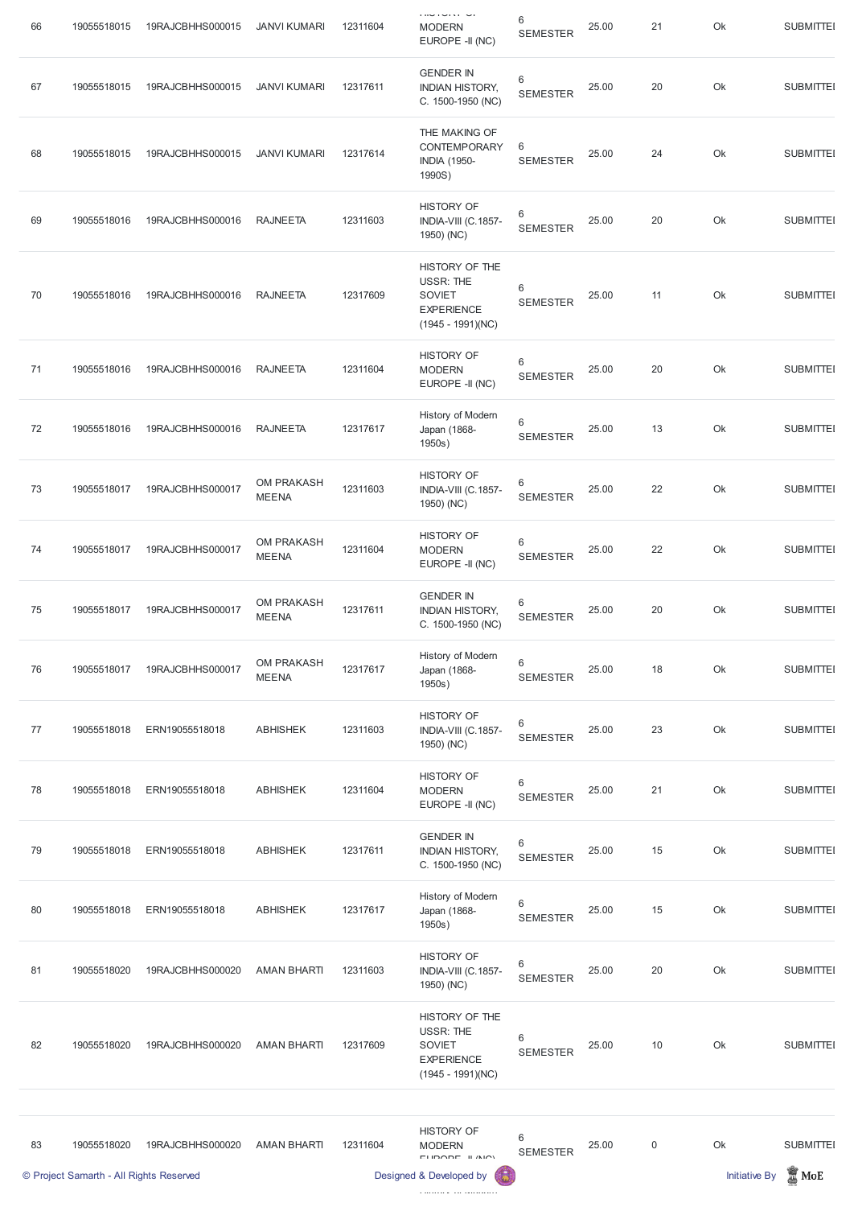| 66 | 19055518015 | 19RAJCBHHS000015 | JANVI KUMARI | 12311604 | HISTORY OF MODERN EUROPE -II (NC) | 6 SEMESTER | 25.00 | 21 | Ok | SUBMITTED |
|---|---|---|---|---|---|---|---|---|---|---|
| 67 | 19055518015 | 19RAJCBHHS000015 | JANVI KUMARI | 12317611 | GENDER IN INDIAN HISTORY, C. 1500-1950 (NC) | 6 SEMESTER | 25.00 | 20 | Ok | SUBMITTED |
| 68 | 19055518015 | 19RAJCBHHS000015 | JANVI KUMARI | 12317614 | THE MAKING OF CONTEMPORARY INDIA (1950-1990S) | 6 SEMESTER | 25.00 | 24 | Ok | SUBMITTED |
| 69 | 19055518016 | 19RAJCBHHS000016 | RAJNEETA | 12311603 | HISTORY OF INDIA-VIII (C.1857-1950) (NC) | 6 SEMESTER | 25.00 | 20 | Ok | SUBMITTED |
| 70 | 19055518016 | 19RAJCBHHS000016 | RAJNEETA | 12317609 | HISTORY OF THE USSR: THE SOVIET EXPERIENCE (1945 - 1991)(NC) | 6 SEMESTER | 25.00 | 11 | Ok | SUBMITTED |
| 71 | 19055518016 | 19RAJCBHHS000016 | RAJNEETA | 12311604 | HISTORY OF MODERN EUROPE -II (NC) | 6 SEMESTER | 25.00 | 20 | Ok | SUBMITTED |
| 72 | 19055518016 | 19RAJCBHHS000016 | RAJNEETA | 12317617 | History of Modern Japan (1868-1950s) | 6 SEMESTER | 25.00 | 13 | Ok | SUBMITTED |
| 73 | 19055518017 | 19RAJCBHHS000017 | OM PRAKASH MEENA | 12311603 | HISTORY OF INDIA-VIII (C.1857-1950) (NC) | 6 SEMESTER | 25.00 | 22 | Ok | SUBMITTED |
| 74 | 19055518017 | 19RAJCBHHS000017 | OM PRAKASH MEENA | 12311604 | HISTORY OF MODERN EUROPE -II (NC) | 6 SEMESTER | 25.00 | 22 | Ok | SUBMITTED |
| 75 | 19055518017 | 19RAJCBHHS000017 | OM PRAKASH MEENA | 12317611 | GENDER IN INDIAN HISTORY, C. 1500-1950 (NC) | 6 SEMESTER | 25.00 | 20 | Ok | SUBMITTED |
| 76 | 19055518017 | 19RAJCBHHS000017 | OM PRAKASH MEENA | 12317617 | History of Modern Japan (1868-1950s) | 6 SEMESTER | 25.00 | 18 | Ok | SUBMITTED |
| 77 | 19055518018 | ERN19055518018 | ABHISHEK | 12311603 | HISTORY OF INDIA-VIII (C.1857-1950) (NC) | 6 SEMESTER | 25.00 | 23 | Ok | SUBMITTED |
| 78 | 19055518018 | ERN19055518018 | ABHISHEK | 12311604 | HISTORY OF MODERN EUROPE -II (NC) | 6 SEMESTER | 25.00 | 21 | Ok | SUBMITTED |
| 79 | 19055518018 | ERN19055518018 | ABHISHEK | 12317611 | GENDER IN INDIAN HISTORY, C. 1500-1950 (NC) | 6 SEMESTER | 25.00 | 15 | Ok | SUBMITTED |
| 80 | 19055518018 | ERN19055518018 | ABHISHEK | 12317617 | History of Modern Japan (1868-1950s) | 6 SEMESTER | 25.00 | 15 | Ok | SUBMITTED |
| 81 | 19055518020 | 19RAJCBHHS000020 | AMAN BHARTI | 12311603 | HISTORY OF INDIA-VIII (C.1857-1950) (NC) | 6 SEMESTER | 25.00 | 20 | Ok | SUBMITTED |
| 82 | 19055518020 | 19RAJCBHHS000020 | AMAN BHARTI | 12317609 | HISTORY OF THE USSR: THE SOVIET EXPERIENCE (1945 - 1991)(NC) | 6 SEMESTER | 25.00 | 10 | Ok | SUBMITTED |
| 83 | 19055518020 | 19RAJCBHHS000020 | AMAN BHARTI | 12311604 | HISTORY OF MODERN EUROPE -II (NC) | 6 SEMESTER | 25.00 | 0 | Ok | SUBMITTED |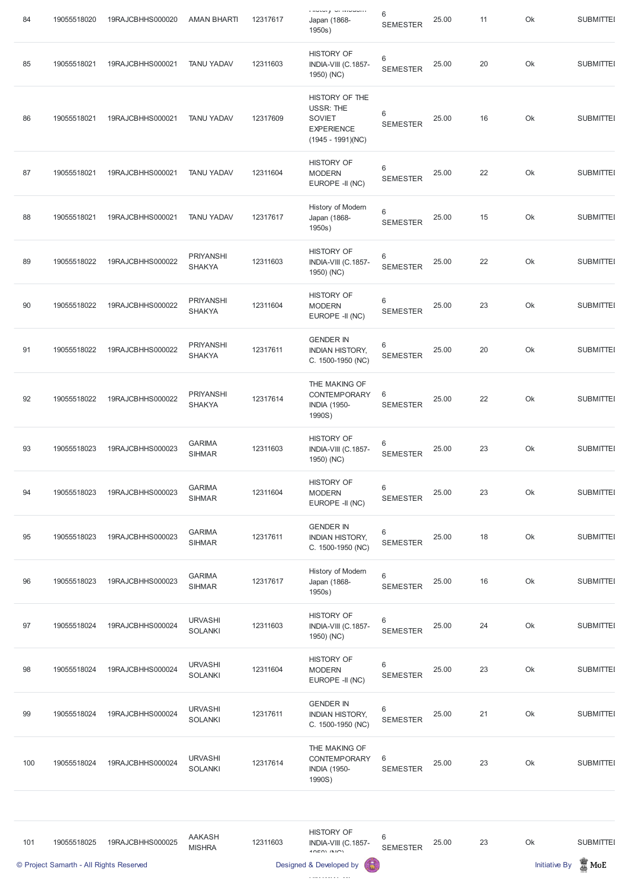| 84 | 19055518020 | 19RAJCBHHS000020 | AMAN BHARTI | 12317617 | History of Modern Japan (1868-1950s) | 6 SEMESTER | 25.00 | 11 | Ok | SUBMITTED |
|---|---|---|---|---|---|---|---|---|---|---|
| 85 | 19055518021 | 19RAJCBHHS000021 | TANU YADAV | 12311603 | HISTORY OF INDIA-VIII (C.1857-1950) (NC) | 6 SEMESTER | 25.00 | 20 | Ok | SUBMITTED |
| 86 | 19055518021 | 19RAJCBHHS000021 | TANU YADAV | 12317609 | HISTORY OF THE USSR: THE SOVIET EXPERIENCE (1945 - 1991)(NC) | 6 SEMESTER | 25.00 | 16 | Ok | SUBMITTED |
| 87 | 19055518021 | 19RAJCBHHS000021 | TANU YADAV | 12311604 | HISTORY OF MODERN EUROPE -II (NC) | 6 SEMESTER | 25.00 | 22 | Ok | SUBMITTED |
| 88 | 19055518021 | 19RAJCBHHS000021 | TANU YADAV | 12317617 | History of Modern Japan (1868-1950s) | 6 SEMESTER | 25.00 | 15 | Ok | SUBMITTED |
| 89 | 19055518022 | 19RAJCBHHS000022 | PRIYANSHI SHAKYA | 12311603 | HISTORY OF INDIA-VIII (C.1857-1950) (NC) | 6 SEMESTER | 25.00 | 22 | Ok | SUBMITTED |
| 90 | 19055518022 | 19RAJCBHHS000022 | PRIYANSHI SHAKYA | 12311604 | HISTORY OF MODERN EUROPE -II (NC) | 6 SEMESTER | 25.00 | 23 | Ok | SUBMITTED |
| 91 | 19055518022 | 19RAJCBHHS000022 | PRIYANSHI SHAKYA | 12317611 | GENDER IN INDIAN HISTORY, C. 1500-1950 (NC) | 6 SEMESTER | 25.00 | 20 | Ok | SUBMITTED |
| 92 | 19055518022 | 19RAJCBHHS000022 | PRIYANSHI SHAKYA | 12317614 | THE MAKING OF CONTEMPORARY INDIA (1950-1990S) | 6 SEMESTER | 25.00 | 22 | Ok | SUBMITTED |
| 93 | 19055518023 | 19RAJCBHHS000023 | GARIMA SIHMAR | 12311603 | HISTORY OF INDIA-VIII (C.1857-1950) (NC) | 6 SEMESTER | 25.00 | 23 | Ok | SUBMITTED |
| 94 | 19055518023 | 19RAJCBHHS000023 | GARIMA SIHMAR | 12311604 | HISTORY OF MODERN EUROPE -II (NC) | 6 SEMESTER | 25.00 | 23 | Ok | SUBMITTED |
| 95 | 19055518023 | 19RAJCBHHS000023 | GARIMA SIHMAR | 12317611 | GENDER IN INDIAN HISTORY, C. 1500-1950 (NC) | 6 SEMESTER | 25.00 | 18 | Ok | SUBMITTED |
| 96 | 19055518023 | 19RAJCBHHS000023 | GARIMA SIHMAR | 12317617 | History of Modern Japan (1868-1950s) | 6 SEMESTER | 25.00 | 16 | Ok | SUBMITTED |
| 97 | 19055518024 | 19RAJCBHHS000024 | URVASHI SOLANKI | 12311603 | HISTORY OF INDIA-VIII (C.1857-1950) (NC) | 6 SEMESTER | 25.00 | 24 | Ok | SUBMITTED |
| 98 | 19055518024 | 19RAJCBHHS000024 | URVASHI SOLANKI | 12311604 | HISTORY OF MODERN EUROPE -II (NC) | 6 SEMESTER | 25.00 | 23 | Ok | SUBMITTED |
| 99 | 19055518024 | 19RAJCBHHS000024 | URVASHI SOLANKI | 12317611 | GENDER IN INDIAN HISTORY, C. 1500-1950 (NC) | 6 SEMESTER | 25.00 | 21 | Ok | SUBMITTED |
| 100 | 19055518024 | 19RAJCBHHS000024 | URVASHI SOLANKI | 12317614 | THE MAKING OF CONTEMPORARY INDIA (1950-1990S) | 6 SEMESTER | 25.00 | 23 | Ok | SUBMITTED |
| 101 | 19055518025 | 19RAJCBHHS000025 | AAKASH MISHRA | 12311603 | HISTORY OF INDIA-VIII (C.1857-1950) (NC) | 6 SEMESTER | 25.00 | 23 | Ok | SUBMITTED |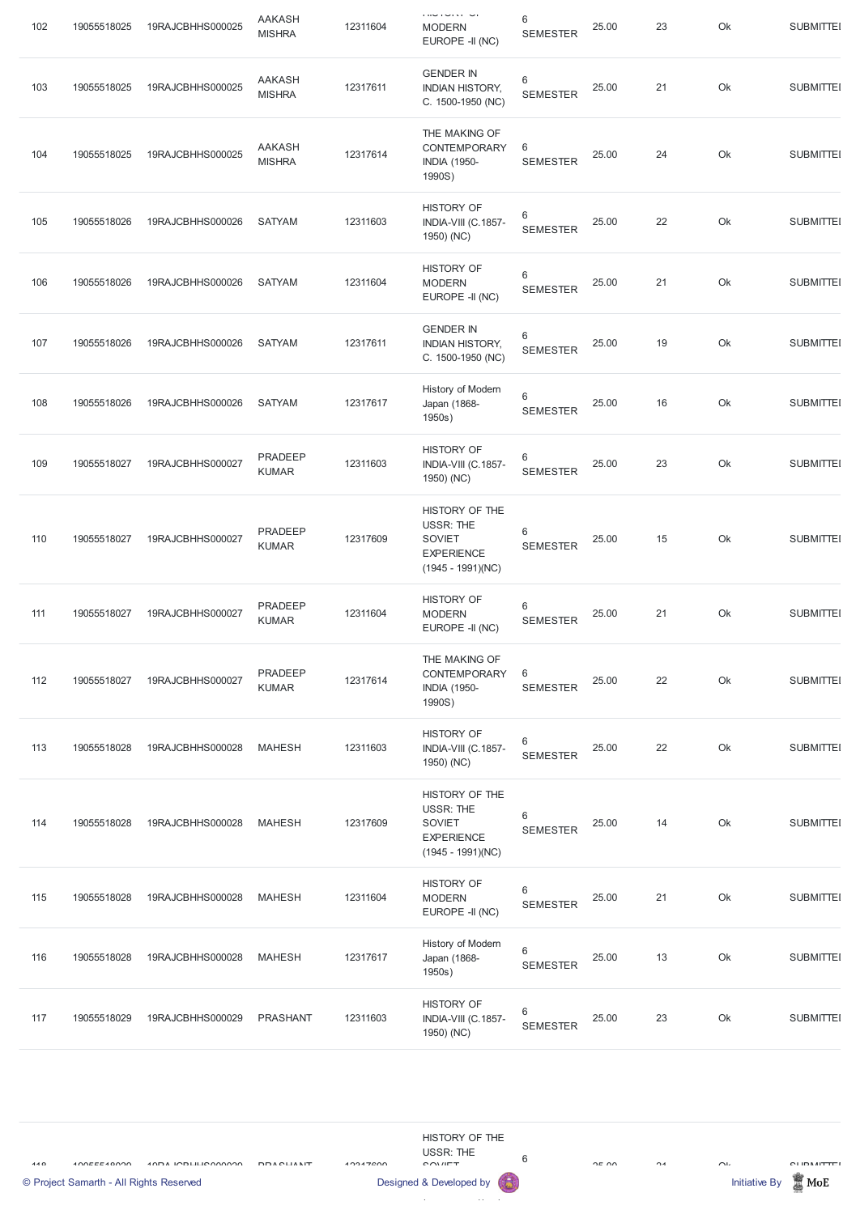| 102 | 19055518025 | 19RAJCBHHS000025 | AAKASH MISHRA | 12311604 | HISTORY OF MODERN EUROPE -II (NC) | 6 SEMESTER | 25.00 | 23 | Ok | SUBMITTED |
|---|---|---|---|---|---|---|---|---|---|---|
| 103 | 19055518025 | 19RAJCBHHS000025 | AAKASH MISHRA | 12317611 | GENDER IN INDIAN HISTORY, C. 1500-1950 (NC) | 6 SEMESTER | 25.00 | 21 | Ok | SUBMITTED |
| 104 | 19055518025 | 19RAJCBHHS000025 | AAKASH MISHRA | 12317614 | THE MAKING OF CONTEMPORARY INDIA (1950-1990S) | 6 SEMESTER | 25.00 | 24 | Ok | SUBMITTED |
| 105 | 19055518026 | 19RAJCBHHS000026 | SATYAM | 12311603 | HISTORY OF INDIA-VIII (C.1857-1950) (NC) | 6 SEMESTER | 25.00 | 22 | Ok | SUBMITTED |
| 106 | 19055518026 | 19RAJCBHHS000026 | SATYAM | 12311604 | HISTORY OF MODERN EUROPE -II (NC) | 6 SEMESTER | 25.00 | 21 | Ok | SUBMITTED |
| 107 | 19055518026 | 19RAJCBHHS000026 | SATYAM | 12317611 | GENDER IN INDIAN HISTORY, C. 1500-1950 (NC) | 6 SEMESTER | 25.00 | 19 | Ok | SUBMITTED |
| 108 | 19055518026 | 19RAJCBHHS000026 | SATYAM | 12317617 | History of Modern Japan (1868-1950s) | 6 SEMESTER | 25.00 | 16 | Ok | SUBMITTED |
| 109 | 19055518027 | 19RAJCBHHS000027 | PRADEEP KUMAR | 12311603 | HISTORY OF INDIA-VIII (C.1857-1950) (NC) | 6 SEMESTER | 25.00 | 23 | Ok | SUBMITTED |
| 110 | 19055518027 | 19RAJCBHHS000027 | PRADEEP KUMAR | 12317609 | HISTORY OF THE USSR: THE SOVIET EXPERIENCE (1945 - 1991)(NC) | 6 SEMESTER | 25.00 | 15 | Ok | SUBMITTED |
| 111 | 19055518027 | 19RAJCBHHS000027 | PRADEEP KUMAR | 12311604 | HISTORY OF MODERN EUROPE -II (NC) | 6 SEMESTER | 25.00 | 21 | Ok | SUBMITTED |
| 112 | 19055518027 | 19RAJCBHHS000027 | PRADEEP KUMAR | 12317614 | THE MAKING OF CONTEMPORARY INDIA (1950-1990S) | 6 SEMESTER | 25.00 | 22 | Ok | SUBMITTED |
| 113 | 19055518028 | 19RAJCBHHS000028 | MAHESH | 12311603 | HISTORY OF INDIA-VIII (C.1857-1950) (NC) | 6 SEMESTER | 25.00 | 22 | Ok | SUBMITTED |
| 114 | 19055518028 | 19RAJCBHHS000028 | MAHESH | 12317609 | HISTORY OF THE USSR: THE SOVIET EXPERIENCE (1945 - 1991)(NC) | 6 SEMESTER | 25.00 | 14 | Ok | SUBMITTED |
| 115 | 19055518028 | 19RAJCBHHS000028 | MAHESH | 12311604 | HISTORY OF MODERN EUROPE -II (NC) | 6 SEMESTER | 25.00 | 21 | Ok | SUBMITTED |
| 116 | 19055518028 | 19RAJCBHHS000028 | MAHESH | 12317617 | History of Modern Japan (1868-1950s) | 6 SEMESTER | 25.00 | 13 | Ok | SUBMITTED |
| 117 | 19055518029 | 19RAJCBHHS000029 | PRASHANT | 12311603 | HISTORY OF INDIA-VIII (C.1857-1950) (NC) | 6 SEMESTER | 25.00 | 23 | Ok | SUBMITTED |
| 118 | 19055518029 | 19RAJCBHHS000029 | PRASHANT | 12317609 | HISTORY OF THE USSR: THE SOVIET ... | 6 SEMESTER | 25.00 | 21 | Ok | SUBMITTED |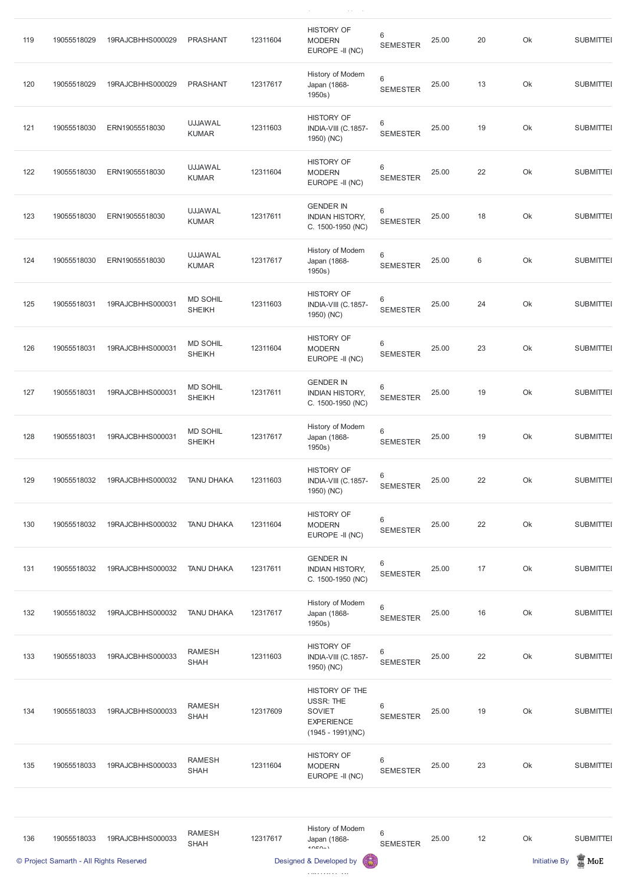| 119 | 19055518029 | 19RAJCBHHS000029 | PRASHANT | 12311604 | HISTORY OF MODERN EUROPE -II (NC) | 6 SEMESTER | 25.00 | 20 | Ok | SUBMITTED |
|---|---|---|---|---|---|---|---|---|---|---|
| 120 | 19055518029 | 19RAJCBHHS000029 | PRASHANT | 12317617 | History of Modern Japan (1868-1950s) | 6 SEMESTER | 25.00 | 13 | Ok | SUBMITTED |
| 121 | 19055518030 | ERN19055518030 | UJJAWAL KUMAR | 12311603 | HISTORY OF INDIA-VIII (C.1857-1950) (NC) | 6 SEMESTER | 25.00 | 19 | Ok | SUBMITTED |
| 122 | 19055518030 | ERN19055518030 | UJJAWAL KUMAR | 12311604 | HISTORY OF MODERN EUROPE -II (NC) | 6 SEMESTER | 25.00 | 22 | Ok | SUBMITTED |
| 123 | 19055518030 | ERN19055518030 | UJJAWAL KUMAR | 12317611 | GENDER IN INDIAN HISTORY, C. 1500-1950 (NC) | 6 SEMESTER | 25.00 | 18 | Ok | SUBMITTED |
| 124 | 19055518030 | ERN19055518030 | UJJAWAL KUMAR | 12317617 | History of Modern Japan (1868-1950s) | 6 SEMESTER | 25.00 | 6 | Ok | SUBMITTED |
| 125 | 19055518031 | 19RAJCBHHS000031 | MD SOHIL SHEIKH | 12311603 | HISTORY OF INDIA-VIII (C.1857-1950) (NC) | 6 SEMESTER | 25.00 | 24 | Ok | SUBMITTED |
| 126 | 19055518031 | 19RAJCBHHS000031 | MD SOHIL SHEIKH | 12311604 | HISTORY OF MODERN EUROPE -II (NC) | 6 SEMESTER | 25.00 | 23 | Ok | SUBMITTED |
| 127 | 19055518031 | 19RAJCBHHS000031 | MD SOHIL SHEIKH | 12317611 | GENDER IN INDIAN HISTORY, C. 1500-1950 (NC) | 6 SEMESTER | 25.00 | 19 | Ok | SUBMITTED |
| 128 | 19055518031 | 19RAJCBHHS000031 | MD SOHIL SHEIKH | 12317617 | History of Modern Japan (1868-1950s) | 6 SEMESTER | 25.00 | 19 | Ok | SUBMITTED |
| 129 | 19055518032 | 19RAJCBHHS000032 | TANU DHAKA | 12311603 | HISTORY OF INDIA-VIII (C.1857-1950) (NC) | 6 SEMESTER | 25.00 | 22 | Ok | SUBMITTED |
| 130 | 19055518032 | 19RAJCBHHS000032 | TANU DHAKA | 12311604 | HISTORY OF MODERN EUROPE -II (NC) | 6 SEMESTER | 25.00 | 22 | Ok | SUBMITTED |
| 131 | 19055518032 | 19RAJCBHHS000032 | TANU DHAKA | 12317611 | GENDER IN INDIAN HISTORY, C. 1500-1950 (NC) | 6 SEMESTER | 25.00 | 17 | Ok | SUBMITTED |
| 132 | 19055518032 | 19RAJCBHHS000032 | TANU DHAKA | 12317617 | History of Modern Japan (1868-1950s) | 6 SEMESTER | 25.00 | 16 | Ok | SUBMITTED |
| 133 | 19055518033 | 19RAJCBHHS000033 | RAMESH SHAH | 12311603 | HISTORY OF INDIA-VIII (C.1857-1950) (NC) | 6 SEMESTER | 25.00 | 22 | Ok | SUBMITTED |
| 134 | 19055518033 | 19RAJCBHHS000033 | RAMESH SHAH | 12317609 | HISTORY OF THE USSR: THE SOVIET EXPERIENCE (1945 - 1991)(NC) | 6 SEMESTER | 25.00 | 19 | Ok | SUBMITTED |
| 135 | 19055518033 | 19RAJCBHHS000033 | RAMESH SHAH | 12311604 | HISTORY OF MODERN EUROPE -II (NC) | 6 SEMESTER | 25.00 | 23 | Ok | SUBMITTED |
| 136 | 19055518033 | 19RAJCBHHS000033 | RAMESH SHAH | 12317617 | History of Modern Japan (1868-1950s) | 6 SEMESTER | 25.00 | 12 | Ok | SUBMITTED |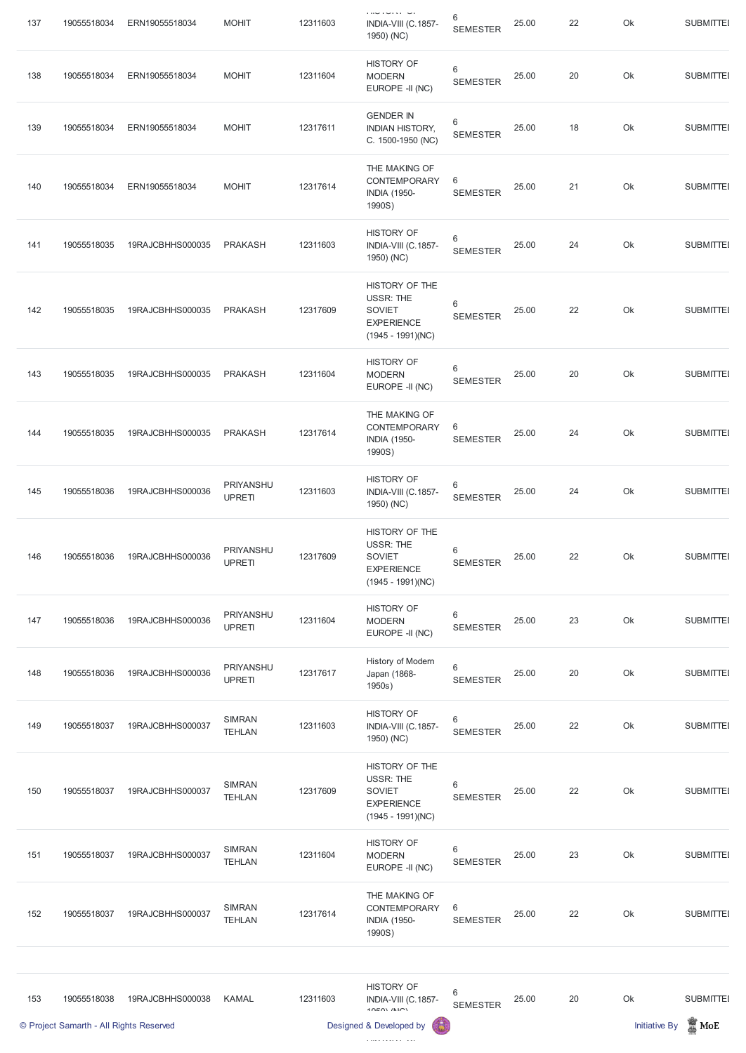| 137 | 19055518034 | ERN19055518034 | MOHIT | 12311603 | HISTORY OF INDIA-VIII (C.1857-1950) (NC) | 6 SEMESTER | 25.00 | 22 | Ok | SUBMITTED |
|---|---|---|---|---|---|---|---|---|---|---|
| 138 | 19055518034 | ERN19055518034 | MOHIT | 12311604 | HISTORY OF MODERN EUROPE -II (NC) | 6 SEMESTER | 25.00 | 20 | Ok | SUBMITTED |
| 139 | 19055518034 | ERN19055518034 | MOHIT | 12317611 | GENDER IN INDIAN HISTORY, C. 1500-1950 (NC) | 6 SEMESTER | 25.00 | 18 | Ok | SUBMITTED |
| 140 | 19055518034 | ERN19055518034 | MOHIT | 12317614 | THE MAKING OF CONTEMPORARY INDIA (1950-1990S) | 6 SEMESTER | 25.00 | 21 | Ok | SUBMITTED |
| 141 | 19055518035 | 19RAJCBHHS000035 | PRAKASH | 12311603 | HISTORY OF INDIA-VIII (C.1857-1950) (NC) | 6 SEMESTER | 25.00 | 24 | Ok | SUBMITTED |
| 142 | 19055518035 | 19RAJCBHHS000035 | PRAKASH | 12317609 | HISTORY OF THE USSR: THE SOVIET EXPERIENCE (1945 - 1991)(NC) | 6 SEMESTER | 25.00 | 22 | Ok | SUBMITTED |
| 143 | 19055518035 | 19RAJCBHHS000035 | PRAKASH | 12311604 | HISTORY OF MODERN EUROPE -II (NC) | 6 SEMESTER | 25.00 | 20 | Ok | SUBMITTED |
| 144 | 19055518035 | 19RAJCBHHS000035 | PRAKASH | 12317614 | THE MAKING OF CONTEMPORARY INDIA (1950-1990S) | 6 SEMESTER | 25.00 | 24 | Ok | SUBMITTED |
| 145 | 19055518036 | 19RAJCBHHS000036 | PRIYANSHU UPRETI | 12311603 | HISTORY OF INDIA-VIII (C.1857-1950) (NC) | 6 SEMESTER | 25.00 | 24 | Ok | SUBMITTED |
| 146 | 19055518036 | 19RAJCBHHS000036 | PRIYANSHU UPRETI | 12317609 | HISTORY OF THE USSR: THE SOVIET EXPERIENCE (1945 - 1991)(NC) | 6 SEMESTER | 25.00 | 22 | Ok | SUBMITTED |
| 147 | 19055518036 | 19RAJCBHHS000036 | PRIYANSHU UPRETI | 12311604 | HISTORY OF MODERN EUROPE -II (NC) | 6 SEMESTER | 25.00 | 23 | Ok | SUBMITTED |
| 148 | 19055518036 | 19RAJCBHHS000036 | PRIYANSHU UPRETI | 12317617 | History of Modern Japan (1868-1950s) | 6 SEMESTER | 25.00 | 20 | Ok | SUBMITTED |
| 149 | 19055518037 | 19RAJCBHHS000037 | SIMRAN TEHLAN | 12311603 | HISTORY OF INDIA-VIII (C.1857-1950) (NC) | 6 SEMESTER | 25.00 | 22 | Ok | SUBMITTED |
| 150 | 19055518037 | 19RAJCBHHS000037 | SIMRAN TEHLAN | 12317609 | HISTORY OF THE USSR: THE SOVIET EXPERIENCE (1945 - 1991)(NC) | 6 SEMESTER | 25.00 | 22 | Ok | SUBMITTED |
| 151 | 19055518037 | 19RAJCBHHS000037 | SIMRAN TEHLAN | 12311604 | HISTORY OF MODERN EUROPE -II (NC) | 6 SEMESTER | 25.00 | 23 | Ok | SUBMITTED |
| 152 | 19055518037 | 19RAJCBHHS000037 | SIMRAN TEHLAN | 12317614 | THE MAKING OF CONTEMPORARY INDIA (1950-1990S) | 6 SEMESTER | 25.00 | 22 | Ok | SUBMITTED |
| 153 | 19055518038 | 19RAJCBHHS000038 | KAMAL | 12311603 | HISTORY OF INDIA-VIII (C.1857-1950) (NC) | 6 SEMESTER | 25.00 | 20 | Ok | SUBMITTED |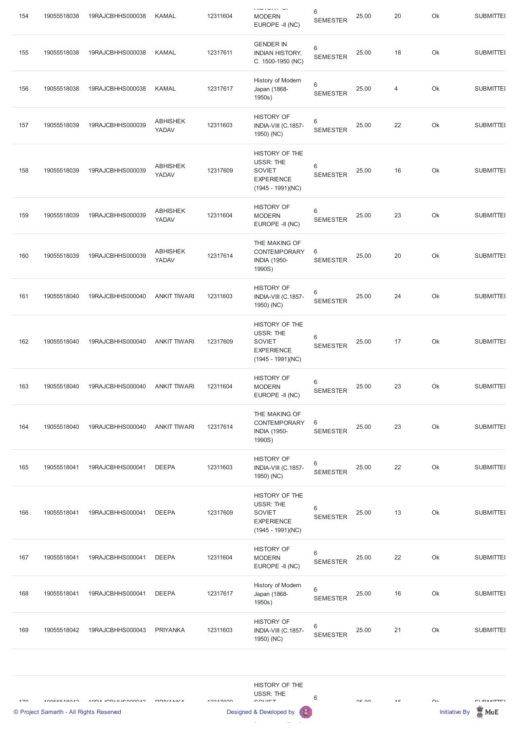| 154 | 19055518038 | 19RAJCBHHS000038 | KAMAL | 12311604 | HISTORY OF MODERN EUROPE -II (NC) | 6 SEMESTER | 25.00 | 20 | Ok | SUBMITTED |
|---|---|---|---|---|---|---|---|---|---|---|
| 155 | 19055518038 | 19RAJCBHHS000038 | KAMAL | 12317611 | GENDER IN INDIAN HISTORY, C. 1500-1950 (NC) | 6 SEMESTER | 25.00 | 18 | Ok | SUBMITTED |
| 156 | 19055518038 | 19RAJCBHHS000038 | KAMAL | 12317617 | History of Modern Japan (1868-1950s) | 6 SEMESTER | 25.00 | 4 | Ok | SUBMITTED |
| 157 | 19055518039 | 19RAJCBHHS000039 | ABHISHEK YADAV | 12311603 | HISTORY OF INDIA-VIII (C.1857-1950) (NC) | 6 SEMESTER | 25.00 | 22 | Ok | SUBMITTED |
| 158 | 19055518039 | 19RAJCBHHS000039 | ABHISHEK YADAV | 12317609 | HISTORY OF THE USSR: THE SOVIET EXPERIENCE (1945 - 1991)(NC) | 6 SEMESTER | 25.00 | 16 | Ok | SUBMITTED |
| 159 | 19055518039 | 19RAJCBHHS000039 | ABHISHEK YADAV | 12311604 | HISTORY OF MODERN EUROPE -II (NC) | 6 SEMESTER | 25.00 | 23 | Ok | SUBMITTED |
| 160 | 19055518039 | 19RAJCBHHS000039 | ABHISHEK YADAV | 12317614 | THE MAKING OF CONTEMPORARY INDIA (1950-1990S) | 6 SEMESTER | 25.00 | 20 | Ok | SUBMITTED |
| 161 | 19055518040 | 19RAJCBHHS000040 | ANKIT TIWARI | 12311603 | HISTORY OF INDIA-VIII (C.1857-1950) (NC) | 6 SEMESTER | 25.00 | 24 | Ok | SUBMITTED |
| 162 | 19055518040 | 19RAJCBHHS000040 | ANKIT TIWARI | 12317609 | HISTORY OF THE USSR: THE SOVIET EXPERIENCE (1945 - 1991)(NC) | 6 SEMESTER | 25.00 | 17 | Ok | SUBMITTED |
| 163 | 19055518040 | 19RAJCBHHS000040 | ANKIT TIWARI | 12311604 | HISTORY OF MODERN EUROPE -II (NC) | 6 SEMESTER | 25.00 | 23 | Ok | SUBMITTED |
| 164 | 19055518040 | 19RAJCBHHS000040 | ANKIT TIWARI | 12317614 | THE MAKING OF CONTEMPORARY INDIA (1950-1990S) | 6 SEMESTER | 25.00 | 23 | Ok | SUBMITTED |
| 165 | 19055518041 | 19RAJCBHHS000041 | DEEPA | 12311603 | HISTORY OF INDIA-VIII (C.1857-1950) (NC) | 6 SEMESTER | 25.00 | 22 | Ok | SUBMITTED |
| 166 | 19055518041 | 19RAJCBHHS000041 | DEEPA | 12317609 | HISTORY OF THE USSR: THE SOVIET EXPERIENCE (1945 - 1991)(NC) | 6 SEMESTER | 25.00 | 13 | Ok | SUBMITTED |
| 167 | 19055518041 | 19RAJCBHHS000041 | DEEPA | 12311604 | HISTORY OF MODERN EUROPE -II (NC) | 6 SEMESTER | 25.00 | 22 | Ok | SUBMITTED |
| 168 | 19055518041 | 19RAJCBHHS000041 | DEEPA | 12317617 | History of Modern Japan (1868-1950s) | 6 SEMESTER | 25.00 | 16 | Ok | SUBMITTED |
| 169 | 19055518042 | 19RAJCBHHS000043 | PRIYANKA | 12311603 | HISTORY OF INDIA-VIII (C.1857-1950) (NC) | 6 SEMESTER | 25.00 | 21 | Ok | SUBMITTED |
| 170 | 19055518042 | 19RAJCBHHS000043 | PRIYANKA | 12317609 | HISTORY OF THE USSR: THE SOVIET | 6 | 25.00 | 15 | Ok | SUBMITTED |

© Project Samarth - All Rights Reserved Designed & Developed by Initiative By MoE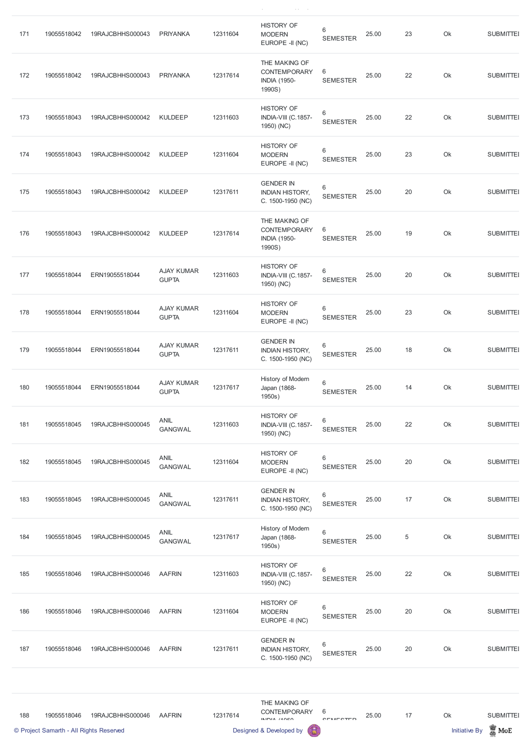| 171 | 19055518042 | 19RAJCBHHS000043 | PRIYANKA | 12311604 | HISTORY OF MODERN EUROPE -II (NC) | 6 SEMESTER | 25.00 | 23 | Ok | SUBMITTED |
|---|---|---|---|---|---|---|---|---|---|---|
| 172 | 19055518042 | 19RAJCBHHS000043 | PRIYANKA | 12317614 | THE MAKING OF CONTEMPORARY INDIA (1950-1990S) | 6 SEMESTER | 25.00 | 22 | Ok | SUBMITTED |
| 173 | 19055518043 | 19RAJCBHHS000042 | KULDEEP | 12311603 | HISTORY OF INDIA-VIII (C.1857-1950) (NC) | 6 SEMESTER | 25.00 | 22 | Ok | SUBMITTED |
| 174 | 19055518043 | 19RAJCBHHS000042 | KULDEEP | 12311604 | HISTORY OF MODERN EUROPE -II (NC) | 6 SEMESTER | 25.00 | 23 | Ok | SUBMITTED |
| 175 | 19055518043 | 19RAJCBHHS000042 | KULDEEP | 12317611 | GENDER IN INDIAN HISTORY, C. 1500-1950 (NC) | 6 SEMESTER | 25.00 | 20 | Ok | SUBMITTED |
| 176 | 19055518043 | 19RAJCBHHS000042 | KULDEEP | 12317614 | THE MAKING OF CONTEMPORARY INDIA (1950-1990S) | 6 SEMESTER | 25.00 | 19 | Ok | SUBMITTED |
| 177 | 19055518044 | ERN19055518044 | AJAY KUMAR GUPTA | 12311603 | HISTORY OF INDIA-VIII (C.1857-1950) (NC) | 6 SEMESTER | 25.00 | 20 | Ok | SUBMITTED |
| 178 | 19055518044 | ERN19055518044 | AJAY KUMAR GUPTA | 12311604 | HISTORY OF MODERN EUROPE -II (NC) | 6 SEMESTER | 25.00 | 23 | Ok | SUBMITTED |
| 179 | 19055518044 | ERN19055518044 | AJAY KUMAR GUPTA | 12317611 | GENDER IN INDIAN HISTORY, C. 1500-1950 (NC) | 6 SEMESTER | 25.00 | 18 | Ok | SUBMITTED |
| 180 | 19055518044 | ERN19055518044 | AJAY KUMAR GUPTA | 12317617 | History of Modern Japan (1868-1950s) | 6 SEMESTER | 25.00 | 14 | Ok | SUBMITTED |
| 181 | 19055518045 | 19RAJCBHHS000045 | ANIL GANGWAL | 12311603 | HISTORY OF INDIA-VIII (C.1857-1950) (NC) | 6 SEMESTER | 25.00 | 22 | Ok | SUBMITTED |
| 182 | 19055518045 | 19RAJCBHHS000045 | ANIL GANGWAL | 12311604 | HISTORY OF MODERN EUROPE -II (NC) | 6 SEMESTER | 25.00 | 20 | Ok | SUBMITTED |
| 183 | 19055518045 | 19RAJCBHHS000045 | ANIL GANGWAL | 12317611 | GENDER IN INDIAN HISTORY, C. 1500-1950 (NC) | 6 SEMESTER | 25.00 | 17 | Ok | SUBMITTED |
| 184 | 19055518045 | 19RAJCBHHS000045 | ANIL GANGWAL | 12317617 | History of Modern Japan (1868-1950s) | 6 SEMESTER | 25.00 | 5 | Ok | SUBMITTED |
| 185 | 19055518046 | 19RAJCBHHS000046 | AAFRIN | 12311603 | HISTORY OF INDIA-VIII (C.1857-1950) (NC) | 6 SEMESTER | 25.00 | 22 | Ok | SUBMITTED |
| 186 | 19055518046 | 19RAJCBHHS000046 | AAFRIN | 12311604 | HISTORY OF MODERN EUROPE -II (NC) | 6 SEMESTER | 25.00 | 20 | Ok | SUBMITTED |
| 187 | 19055518046 | 19RAJCBHHS000046 | AAFRIN | 12317611 | GENDER IN INDIAN HISTORY, C. 1500-1950 (NC) | 6 SEMESTER | 25.00 | 20 | Ok | SUBMITTED |
| 188 | 19055518046 | 19RAJCBHHS000046 | AAFRIN | 12317614 | THE MAKING OF CONTEMPORARY INDIA (1950 | 6 SEMESTER | 25.00 | 17 | Ok | SUBMITTED |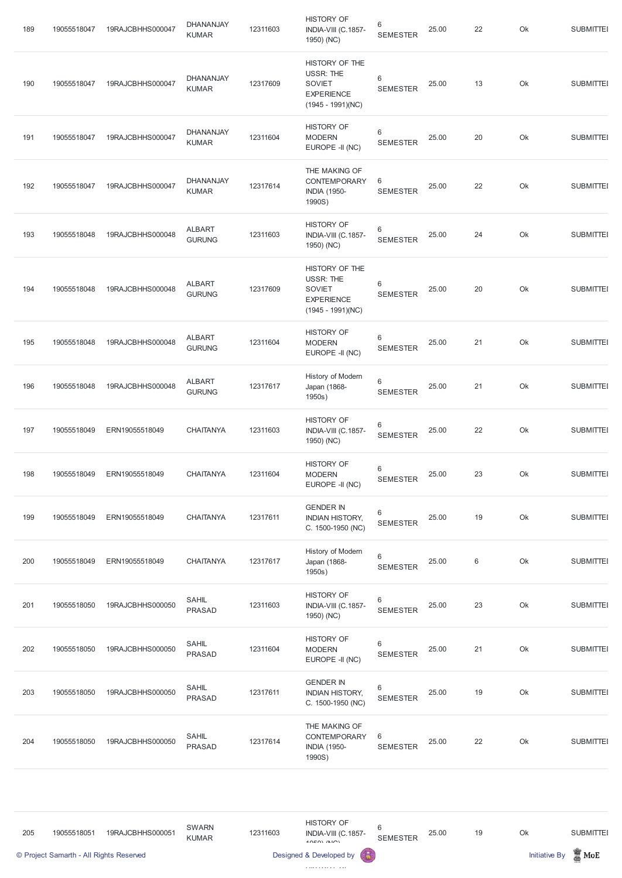| 189 | 19055518047 | 19RAJCBHHS000047 | DHANANJAY KUMAR | 12311603 | HISTORY OF INDIA-VIII (C.1857-1950) (NC) | 6 SEMESTER | 25.00 | 22 | Ok | SUBMITTEI |
|---|---|---|---|---|---|---|---|---|---|---|
| 190 | 19055518047 | 19RAJCBHHS000047 | DHANANJAY KUMAR | 12317609 | HISTORY OF THE USSR: THE SOVIET EXPERIENCE (1945 - 1991)(NC) | 6 SEMESTER | 25.00 | 13 | Ok | SUBMITTEI |
| 191 | 19055518047 | 19RAJCBHHS000047 | DHANANJAY KUMAR | 12311604 | HISTORY OF MODERN EUROPE -II (NC) | 6 SEMESTER | 25.00 | 20 | Ok | SUBMITTEI |
| 192 | 19055518047 | 19RAJCBHHS000047 | DHANANJAY KUMAR | 12317614 | THE MAKING OF CONTEMPORARY INDIA (1950-1990S) | 6 SEMESTER | 25.00 | 22 | Ok | SUBMITTEI |
| 193 | 19055518048 | 19RAJCBHHS000048 | ALBART GURUNG | 12311603 | HISTORY OF INDIA-VIII (C.1857-1950) (NC) | 6 SEMESTER | 25.00 | 24 | Ok | SUBMITTEI |
| 194 | 19055518048 | 19RAJCBHHS000048 | ALBART GURUNG | 12317609 | HISTORY OF THE USSR: THE SOVIET EXPERIENCE (1945 - 1991)(NC) | 6 SEMESTER | 25.00 | 20 | Ok | SUBMITTEI |
| 195 | 19055518048 | 19RAJCBHHS000048 | ALBART GURUNG | 12311604 | HISTORY OF MODERN EUROPE -II (NC) | 6 SEMESTER | 25.00 | 21 | Ok | SUBMITTEI |
| 196 | 19055518048 | 19RAJCBHHS000048 | ALBART GURUNG | 12317617 | History of Modern Japan (1868-1950s) | 6 SEMESTER | 25.00 | 21 | Ok | SUBMITTEI |
| 197 | 19055518049 | ERN19055518049 | CHAITANYA | 12311603 | HISTORY OF INDIA-VIII (C.1857-1950) (NC) | 6 SEMESTER | 25.00 | 22 | Ok | SUBMITTEI |
| 198 | 19055518049 | ERN19055518049 | CHAITANYA | 12311604 | HISTORY OF MODERN EUROPE -II (NC) | 6 SEMESTER | 25.00 | 23 | Ok | SUBMITTEI |
| 199 | 19055518049 | ERN19055518049 | CHAITANYA | 12317611 | GENDER IN INDIAN HISTORY, C. 1500-1950 (NC) | 6 SEMESTER | 25.00 | 19 | Ok | SUBMITTEI |
| 200 | 19055518049 | ERN19055518049 | CHAITANYA | 12317617 | History of Modern Japan (1868-1950s) | 6 SEMESTER | 25.00 | 6 | Ok | SUBMITTEI |
| 201 | 19055518050 | 19RAJCBHHS000050 | SAHIL PRASAD | 12311603 | HISTORY OF INDIA-VIII (C.1857-1950) (NC) | 6 SEMESTER | 25.00 | 23 | Ok | SUBMITTEI |
| 202 | 19055518050 | 19RAJCBHHS000050 | SAHIL PRASAD | 12311604 | HISTORY OF MODERN EUROPE -II (NC) | 6 SEMESTER | 25.00 | 21 | Ok | SUBMITTEI |
| 203 | 19055518050 | 19RAJCBHHS000050 | SAHIL PRASAD | 12317611 | GENDER IN INDIAN HISTORY, C. 1500-1950 (NC) | 6 SEMESTER | 25.00 | 19 | Ok | SUBMITTEI |
| 204 | 19055518050 | 19RAJCBHHS000050 | SAHIL PRASAD | 12317614 | THE MAKING OF CONTEMPORARY INDIA (1950-1990S) | 6 SEMESTER | 25.00 | 22 | Ok | SUBMITTEI |
| 205 | 19055518051 | 19RAJCBHHS000051 | SWARN KUMAR | 12311603 | HISTORY OF INDIA-VIII (C.1857-1950) (NC) | 6 SEMESTER | 25.00 | 19 | Ok | SUBMITTEI |

© Project Samarth - All Rights Reserved     Designed & Developed by     Initiative By MoE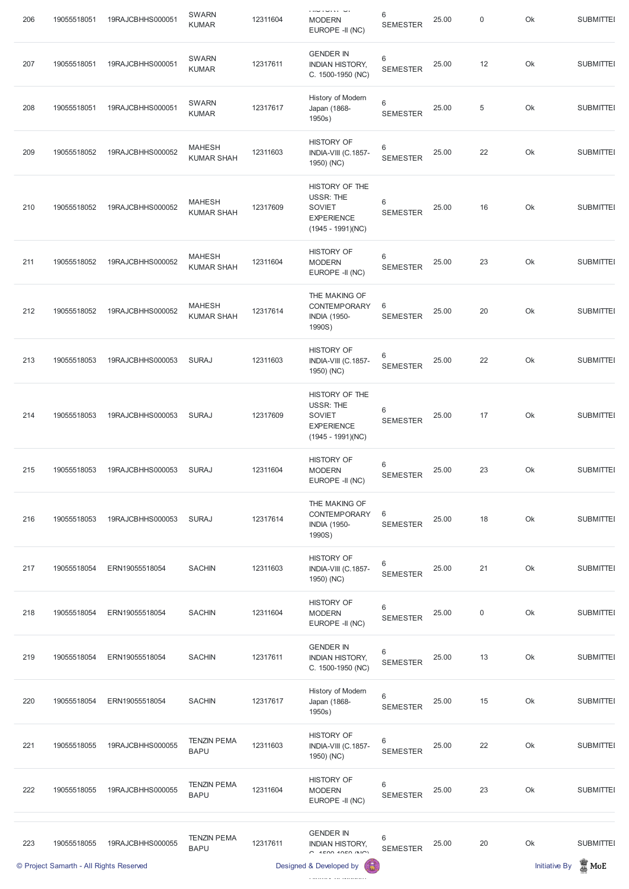| 206 | 19055518051 | 19RAJCBHHS000051 | SWARN KUMAR | 12311604 | HISTORY OF MODERN EUROPE -II (NC) | 6 SEMESTER | 25.00 | 0 | Ok | SUBMITTED |
|---|---|---|---|---|---|---|---|---|---|---|
| 207 | 19055518051 | 19RAJCBHHS000051 | SWARN KUMAR | 12317611 | GENDER IN INDIAN HISTORY, C. 1500-1950 (NC) | 6 SEMESTER | 25.00 | 12 | Ok | SUBMITTED |
| 208 | 19055518051 | 19RAJCBHHS000051 | SWARN KUMAR | 12317617 | History of Modern Japan (1868-1950s) | 6 SEMESTER | 25.00 | 5 | Ok | SUBMITTED |
| 209 | 19055518052 | 19RAJCBHHS000052 | MAHESH KUMAR SHAH | 12311603 | HISTORY OF INDIA-VIII (C.1857-1950) (NC) | 6 SEMESTER | 25.00 | 22 | Ok | SUBMITTED |
| 210 | 19055518052 | 19RAJCBHHS000052 | MAHESH KUMAR SHAH | 12317609 | HISTORY OF THE USSR: THE SOVIET EXPERIENCE (1945 - 1991)(NC) | 6 SEMESTER | 25.00 | 16 | Ok | SUBMITTED |
| 211 | 19055518052 | 19RAJCBHHS000052 | MAHESH KUMAR SHAH | 12311604 | HISTORY OF MODERN EUROPE -II (NC) | 6 SEMESTER | 25.00 | 23 | Ok | SUBMITTED |
| 212 | 19055518052 | 19RAJCBHHS000052 | MAHESH KUMAR SHAH | 12317614 | THE MAKING OF CONTEMPORARY INDIA (1950-1990S) | 6 SEMESTER | 25.00 | 20 | Ok | SUBMITTED |
| 213 | 19055518053 | 19RAJCBHHS000053 | SURAJ | 12311603 | HISTORY OF INDIA-VIII (C.1857-1950) (NC) | 6 SEMESTER | 25.00 | 22 | Ok | SUBMITTED |
| 214 | 19055518053 | 19RAJCBHHS000053 | SURAJ | 12317609 | HISTORY OF THE USSR: THE SOVIET EXPERIENCE (1945 - 1991)(NC) | 6 SEMESTER | 25.00 | 17 | Ok | SUBMITTED |
| 215 | 19055518053 | 19RAJCBHHS000053 | SURAJ | 12311604 | HISTORY OF MODERN EUROPE -II (NC) | 6 SEMESTER | 25.00 | 23 | Ok | SUBMITTED |
| 216 | 19055518053 | 19RAJCBHHS000053 | SURAJ | 12317614 | THE MAKING OF CONTEMPORARY INDIA (1950-1990S) | 6 SEMESTER | 25.00 | 18 | Ok | SUBMITTED |
| 217 | 19055518054 | ERN19055518054 | SACHIN | 12311603 | HISTORY OF INDIA-VIII (C.1857-1950) (NC) | 6 SEMESTER | 25.00 | 21 | Ok | SUBMITTED |
| 218 | 19055518054 | ERN19055518054 | SACHIN | 12311604 | HISTORY OF MODERN EUROPE -II (NC) | 6 SEMESTER | 25.00 | 0 | Ok | SUBMITTED |
| 219 | 19055518054 | ERN19055518054 | SACHIN | 12317611 | GENDER IN INDIAN HISTORY, C. 1500-1950 (NC) | 6 SEMESTER | 25.00 | 13 | Ok | SUBMITTED |
| 220 | 19055518054 | ERN19055518054 | SACHIN | 12317617 | History of Modern Japan (1868-1950s) | 6 SEMESTER | 25.00 | 15 | Ok | SUBMITTED |
| 221 | 19055518055 | 19RAJCBHHS000055 | TENZIN PEMA BAPU | 12311603 | HISTORY OF INDIA-VIII (C.1857-1950) (NC) | 6 SEMESTER | 25.00 | 22 | Ok | SUBMITTED |
| 222 | 19055518055 | 19RAJCBHHS000055 | TENZIN PEMA BAPU | 12311604 | HISTORY OF MODERN EUROPE -II (NC) | 6 SEMESTER | 25.00 | 23 | Ok | SUBMITTED |
| 223 | 19055518055 | 19RAJCBHHS000055 | TENZIN PEMA BAPU | 12317611 | GENDER IN INDIAN HISTORY, C. 1500-1950 (NC) | 6 SEMESTER | 25.00 | 20 | Ok | SUBMITTED |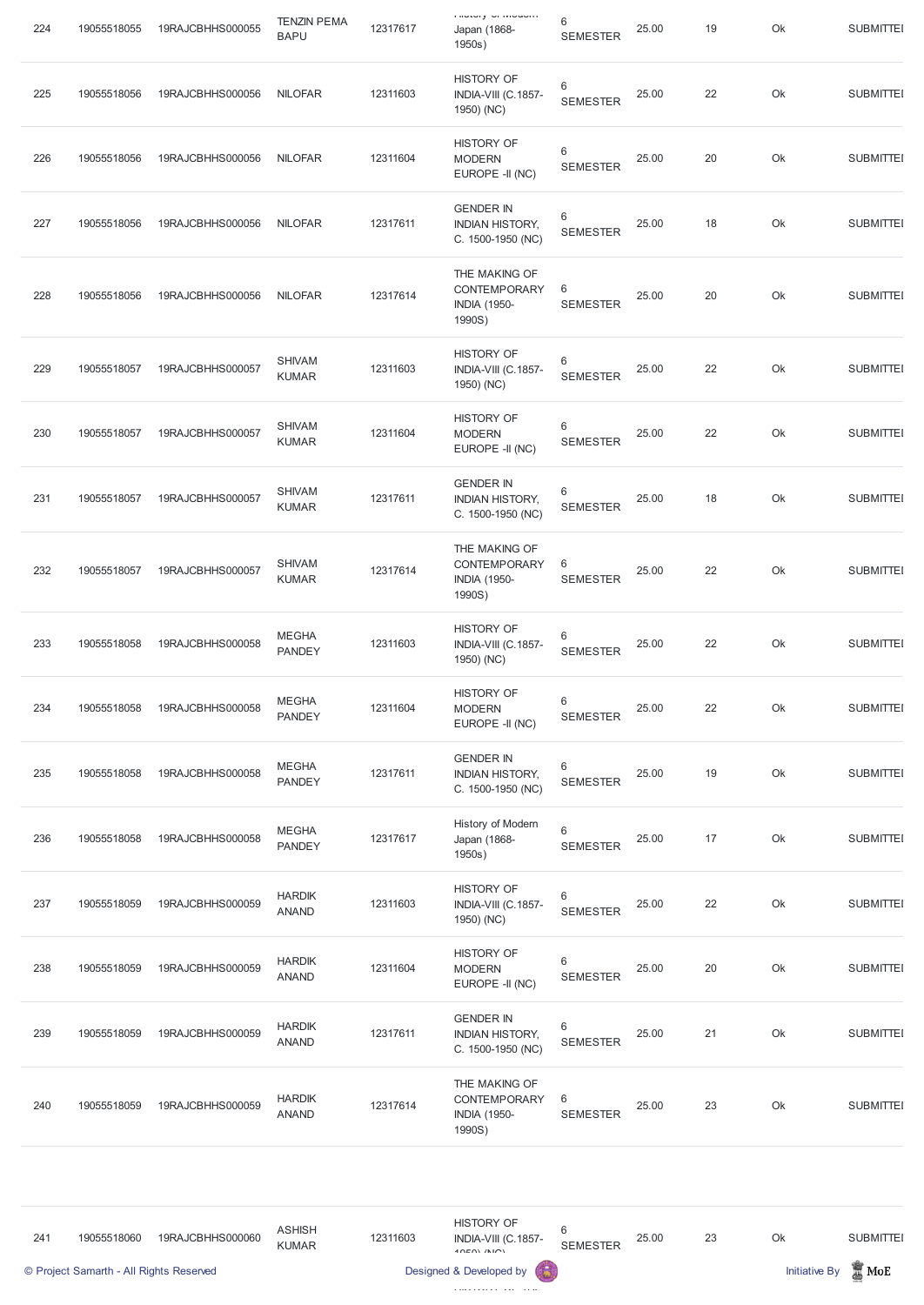| 224 | 19055518055 | 19RAJCBHHS000055 | TENZIN PEMA BAPU | 12317617 | History of Modern Japan (1868-1950s) | 6 SEMESTER | 25.00 | 19 | Ok | SUBMITTED |
|---|---|---|---|---|---|---|---|---|---|---|
| 225 | 19055518056 | 19RAJCBHHS000056 | NILOFAR | 12311603 | HISTORY OF INDIA-VIII (C.1857-1950) (NC) | 6 SEMESTER | 25.00 | 22 | Ok | SUBMITTED |
| 226 | 19055518056 | 19RAJCBHHS000056 | NILOFAR | 12311604 | HISTORY OF MODERN EUROPE -II (NC) | 6 SEMESTER | 25.00 | 20 | Ok | SUBMITTED |
| 227 | 19055518056 | 19RAJCBHHS000056 | NILOFAR | 12317611 | GENDER IN INDIAN HISTORY, C. 1500-1950 (NC) | 6 SEMESTER | 25.00 | 18 | Ok | SUBMITTED |
| 228 | 19055518056 | 19RAJCBHHS000056 | NILOFAR | 12317614 | THE MAKING OF CONTEMPORARY INDIA (1950-1990S) | 6 SEMESTER | 25.00 | 20 | Ok | SUBMITTED |
| 229 | 19055518057 | 19RAJCBHHS000057 | SHIVAM KUMAR | 12311603 | HISTORY OF INDIA-VIII (C.1857-1950) (NC) | 6 SEMESTER | 25.00 | 22 | Ok | SUBMITTED |
| 230 | 19055518057 | 19RAJCBHHS000057 | SHIVAM KUMAR | 12311604 | HISTORY OF MODERN EUROPE -II (NC) | 6 SEMESTER | 25.00 | 22 | Ok | SUBMITTED |
| 231 | 19055518057 | 19RAJCBHHS000057 | SHIVAM KUMAR | 12317611 | GENDER IN INDIAN HISTORY, C. 1500-1950 (NC) | 6 SEMESTER | 25.00 | 18 | Ok | SUBMITTED |
| 232 | 19055518057 | 19RAJCBHHS000057 | SHIVAM KUMAR | 12317614 | THE MAKING OF CONTEMPORARY INDIA (1950-1990S) | 6 SEMESTER | 25.00 | 22 | Ok | SUBMITTED |
| 233 | 19055518058 | 19RAJCBHHS000058 | MEGHA PANDEY | 12311603 | HISTORY OF INDIA-VIII (C.1857-1950) (NC) | 6 SEMESTER | 25.00 | 22 | Ok | SUBMITTED |
| 234 | 19055518058 | 19RAJCBHHS000058 | MEGHA PANDEY | 12311604 | HISTORY OF MODERN EUROPE -II (NC) | 6 SEMESTER | 25.00 | 22 | Ok | SUBMITTED |
| 235 | 19055518058 | 19RAJCBHHS000058 | MEGHA PANDEY | 12317611 | GENDER IN INDIAN HISTORY, C. 1500-1950 (NC) | 6 SEMESTER | 25.00 | 19 | Ok | SUBMITTED |
| 236 | 19055518058 | 19RAJCBHHS000058 | MEGHA PANDEY | 12317617 | History of Modern Japan (1868-1950s) | 6 SEMESTER | 25.00 | 17 | Ok | SUBMITTED |
| 237 | 19055518059 | 19RAJCBHHS000059 | HARDIK ANAND | 12311603 | HISTORY OF INDIA-VIII (C.1857-1950) (NC) | 6 SEMESTER | 25.00 | 22 | Ok | SUBMITTED |
| 238 | 19055518059 | 19RAJCBHHS000059 | HARDIK ANAND | 12311604 | HISTORY OF MODERN EUROPE -II (NC) | 6 SEMESTER | 25.00 | 20 | Ok | SUBMITTED |
| 239 | 19055518059 | 19RAJCBHHS000059 | HARDIK ANAND | 12317611 | GENDER IN INDIAN HISTORY, C. 1500-1950 (NC) | 6 SEMESTER | 25.00 | 21 | Ok | SUBMITTED |
| 240 | 19055518059 | 19RAJCBHHS000059 | HARDIK ANAND | 12317614 | THE MAKING OF CONTEMPORARY INDIA (1950-1990S) | 6 SEMESTER | 25.00 | 23 | Ok | SUBMITTED |
| 241 | 19055518060 | 19RAJCBHHS000060 | ASHISH KUMAR | 12311603 | HISTORY OF INDIA-VIII (C.1857-1950) (NC) | 6 SEMESTER | 25.00 | 23 | Ok | SUBMITTED |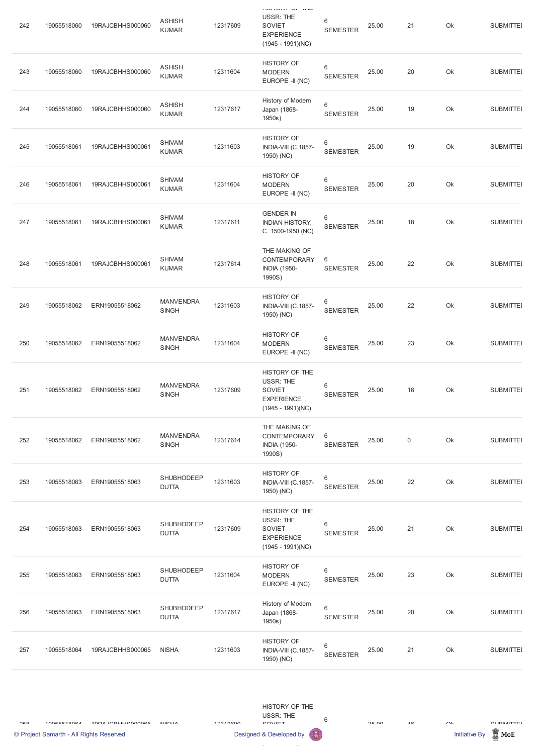| 242 | 19055518060 | 19RAJCBHHS000060 | ASHISH KUMAR | 12317609 | HISTORY OF THE USSR: THE SOVIET EXPERIENCE (1945 - 1991)(NC) | 6 SEMESTER | 25.00 | 21 | Ok | SUBMITTED |
|---|---|---|---|---|---|---|---|---|---|---|
| 243 | 19055518060 | 19RAJCBHHS000060 | ASHISH KUMAR | 12311604 | HISTORY OF MODERN EUROPE -II (NC) | 6 SEMESTER | 25.00 | 20 | Ok | SUBMITTED |
| 244 | 19055518060 | 19RAJCBHHS000060 | ASHISH KUMAR | 12317617 | History of Modern Japan (1868-1950s) | 6 SEMESTER | 25.00 | 19 | Ok | SUBMITTED |
| 245 | 19055518061 | 19RAJCBHHS000061 | SHIVAM KUMAR | 12311603 | HISTORY OF INDIA-VIII (C.1857-1950) (NC) | 6 SEMESTER | 25.00 | 19 | Ok | SUBMITTED |
| 246 | 19055518061 | 19RAJCBHHS000061 | SHIVAM KUMAR | 12311604 | HISTORY OF MODERN EUROPE -II (NC) | 6 SEMESTER | 25.00 | 20 | Ok | SUBMITTED |
| 247 | 19055518061 | 19RAJCBHHS000061 | SHIVAM KUMAR | 12317611 | GENDER IN INDIAN HISTORY, C. 1500-1950 (NC) | 6 SEMESTER | 25.00 | 18 | Ok | SUBMITTED |
| 248 | 19055518061 | 19RAJCBHHS000061 | SHIVAM KUMAR | 12317614 | THE MAKING OF CONTEMPORARY INDIA (1950-1990S) | 6 SEMESTER | 25.00 | 22 | Ok | SUBMITTED |
| 249 | 19055518062 | ERN19055518062 | MANVENDRA SINGH | 12311603 | HISTORY OF INDIA-VIII (C.1857-1950) (NC) | 6 SEMESTER | 25.00 | 22 | Ok | SUBMITTED |
| 250 | 19055518062 | ERN19055518062 | MANVENDRA SINGH | 12311604 | HISTORY OF MODERN EUROPE -II (NC) | 6 SEMESTER | 25.00 | 23 | Ok | SUBMITTED |
| 251 | 19055518062 | ERN19055518062 | MANVENDRA SINGH | 12317609 | HISTORY OF THE USSR: THE SOVIET EXPERIENCE (1945 - 1991)(NC) | 6 SEMESTER | 25.00 | 16 | Ok | SUBMITTED |
| 252 | 19055518062 | ERN19055518062 | MANVENDRA SINGH | 12317614 | THE MAKING OF CONTEMPORARY INDIA (1950-1990S) | 6 SEMESTER | 25.00 | 0 | Ok | SUBMITTED |
| 253 | 19055518063 | ERN19055518063 | SHUBHODEEP DUTTA | 12311603 | HISTORY OF INDIA-VIII (C.1857-1950) (NC) | 6 SEMESTER | 25.00 | 22 | Ok | SUBMITTED |
| 254 | 19055518063 | ERN19055518063 | SHUBHODEEP DUTTA | 12317609 | HISTORY OF THE USSR: THE SOVIET EXPERIENCE (1945 - 1991)(NC) | 6 SEMESTER | 25.00 | 21 | Ok | SUBMITTED |
| 255 | 19055518063 | ERN19055518063 | SHUBHODEEP DUTTA | 12311604 | HISTORY OF MODERN EUROPE -II (NC) | 6 SEMESTER | 25.00 | 23 | Ok | SUBMITTED |
| 256 | 19055518063 | ERN19055518063 | SHUBHODEEP DUTTA | 12317617 | History of Modern Japan (1868-1950s) | 6 SEMESTER | 25.00 | 20 | Ok | SUBMITTED |
| 257 | 19055518064 | 19RAJCBHHS000065 | NISHA | 12311603 | HISTORY OF INDIA-VIII (C.1857-1950) (NC) | 6 SEMESTER | 25.00 | 21 | Ok | SUBMITTED |
| 258 | 19055518064 | 19RAJCBHHS000065 | NISHA | 12317609 | HISTORY OF THE USSR: THE SOVIET | 6 | 25.00 | 16 | Ok | SUBMITTED |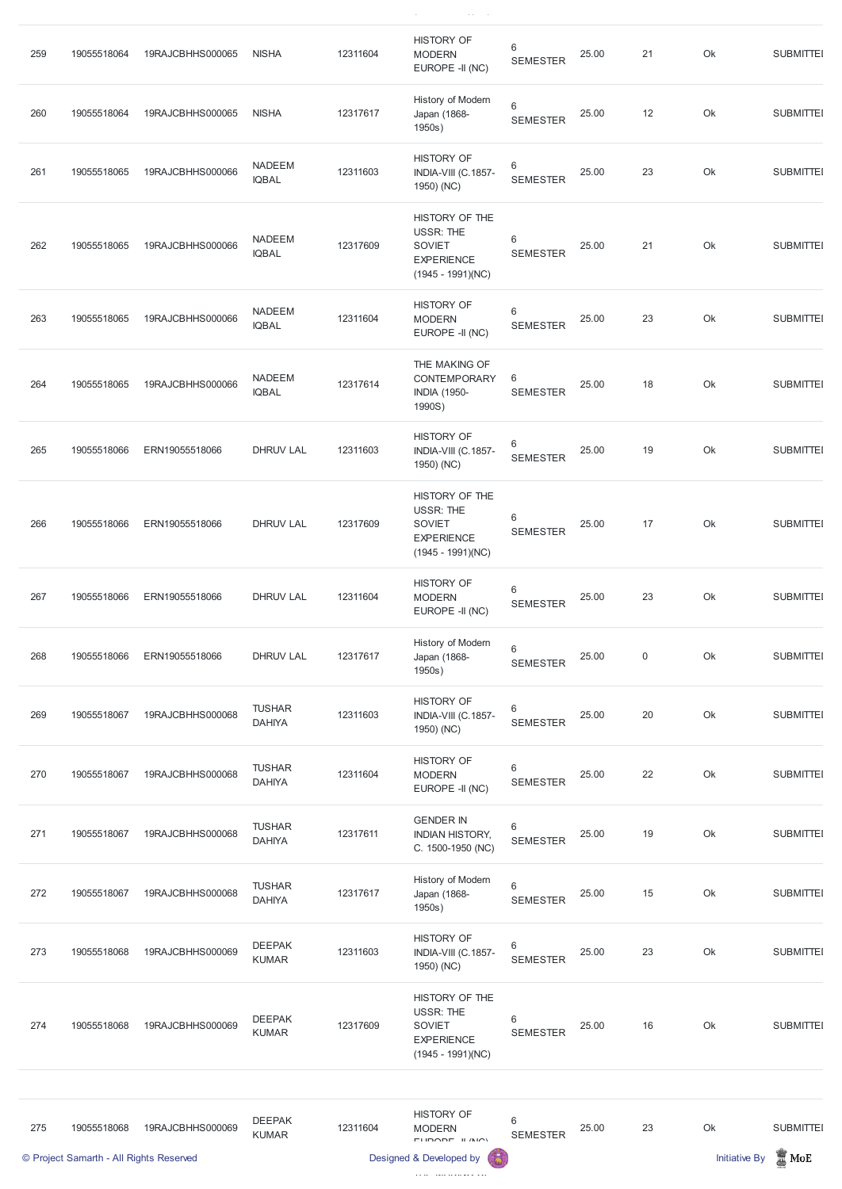| 259 | 19055518064 | 19RAJCBHHS000065 | NISHA | 12311604 | HISTORY OF MODERN EUROPE -II (NC) | 6 SEMESTER | 25.00 | 21 | Ok | SUBMITTED |
|---|---|---|---|---|---|---|---|---|---|---|
| 260 | 19055518064 | 19RAJCBHHS000065 | NISHA | 12317617 | History of Modern Japan (1868-1950s) | 6 SEMESTER | 25.00 | 12 | Ok | SUBMITTED |
| 261 | 19055518065 | 19RAJCBHHS000066 | NADEEM IQBAL | 12311603 | HISTORY OF INDIA-VIII (C.1857-1950) (NC) | 6 SEMESTER | 25.00 | 23 | Ok | SUBMITTED |
| 262 | 19055518065 | 19RAJCBHHS000066 | NADEEM IQBAL | 12317609 | HISTORY OF THE USSR: THE SOVIET EXPERIENCE (1945 - 1991)(NC) | 6 SEMESTER | 25.00 | 21 | Ok | SUBMITTED |
| 263 | 19055518065 | 19RAJCBHHS000066 | NADEEM IQBAL | 12311604 | HISTORY OF MODERN EUROPE -II (NC) | 6 SEMESTER | 25.00 | 23 | Ok | SUBMITTED |
| 264 | 19055518065 | 19RAJCBHHS000066 | NADEEM IQBAL | 12317614 | THE MAKING OF CONTEMPORARY INDIA (1950-1990S) | 6 SEMESTER | 25.00 | 18 | Ok | SUBMITTED |
| 265 | 19055518066 | ERN19055518066 | DHRUV LAL | 12311603 | HISTORY OF INDIA-VIII (C.1857-1950) (NC) | 6 SEMESTER | 25.00 | 19 | Ok | SUBMITTED |
| 266 | 19055518066 | ERN19055518066 | DHRUV LAL | 12317609 | HISTORY OF THE USSR: THE SOVIET EXPERIENCE (1945 - 1991)(NC) | 6 SEMESTER | 25.00 | 17 | Ok | SUBMITTED |
| 267 | 19055518066 | ERN19055518066 | DHRUV LAL | 12311604 | HISTORY OF MODERN EUROPE -II (NC) | 6 SEMESTER | 25.00 | 23 | Ok | SUBMITTED |
| 268 | 19055518066 | ERN19055518066 | DHRUV LAL | 12317617 | History of Modern Japan (1868-1950s) | 6 SEMESTER | 25.00 | 0 | Ok | SUBMITTED |
| 269 | 19055518067 | 19RAJCBHHS000068 | TUSHAR DAHIYA | 12311603 | HISTORY OF INDIA-VIII (C.1857-1950) (NC) | 6 SEMESTER | 25.00 | 20 | Ok | SUBMITTED |
| 270 | 19055518067 | 19RAJCBHHS000068 | TUSHAR DAHIYA | 12311604 | HISTORY OF MODERN EUROPE -II (NC) | 6 SEMESTER | 25.00 | 22 | Ok | SUBMITTED |
| 271 | 19055518067 | 19RAJCBHHS000068 | TUSHAR DAHIYA | 12317611 | GENDER IN INDIAN HISTORY, C. 1500-1950 (NC) | 6 SEMESTER | 25.00 | 19 | Ok | SUBMITTED |
| 272 | 19055518067 | 19RAJCBHHS000068 | TUSHAR DAHIYA | 12317617 | History of Modern Japan (1868-1950s) | 6 SEMESTER | 25.00 | 15 | Ok | SUBMITTED |
| 273 | 19055518068 | 19RAJCBHHS000069 | DEEPAK KUMAR | 12311603 | HISTORY OF INDIA-VIII (C.1857-1950) (NC) | 6 SEMESTER | 25.00 | 23 | Ok | SUBMITTED |
| 274 | 19055518068 | 19RAJCBHHS000069 | DEEPAK KUMAR | 12317609 | HISTORY OF THE USSR: THE SOVIET EXPERIENCE (1945 - 1991)(NC) | 6 SEMESTER | 25.00 | 16 | Ok | SUBMITTED |
| 275 | 19055518068 | 19RAJCBHHS000069 | DEEPAK KUMAR | 12311604 | HISTORY OF MODERN EUROPE -II (NC) | 6 SEMESTER | 25.00 | 23 | Ok | SUBMITTED |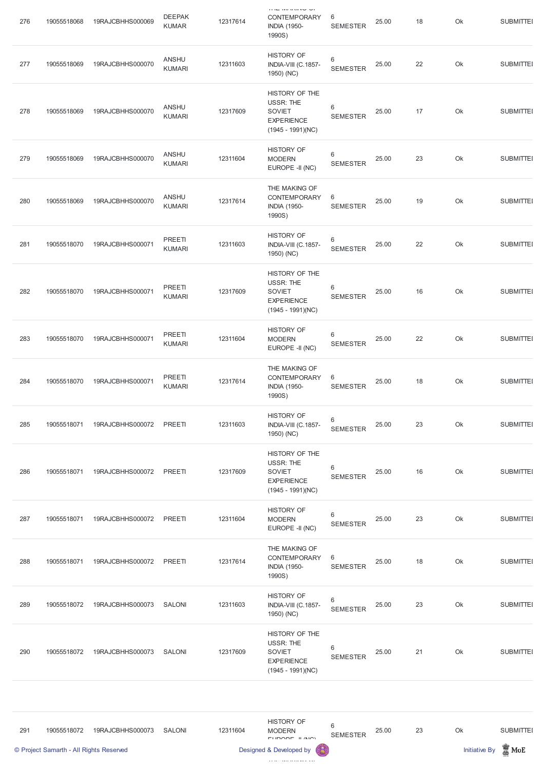| 276 | 19055518068 | 19RAJCBHHS000069 | DEEPAK KUMAR | 12317614 | THE MAKING OF CONTEMPORARY INDIA (1950-1990S) | 6 SEMESTER | 25.00 | 18 | Ok | SUBMITTED |
|---|---|---|---|---|---|---|---|---|---|---|
| 277 | 19055518069 | 19RAJCBHHS000070 | ANSHU KUMARI | 12311603 | HISTORY OF INDIA-VIII (C.1857-1950) (NC) | 6 SEMESTER | 25.00 | 22 | Ok | SUBMITTED |
| 278 | 19055518069 | 19RAJCBHHS000070 | ANSHU KUMARI | 12317609 | HISTORY OF THE USSR: THE SOVIET EXPERIENCE (1945 - 1991)(NC) | 6 SEMESTER | 25.00 | 17 | Ok | SUBMITTED |
| 279 | 19055518069 | 19RAJCBHHS000070 | ANSHU KUMARI | 12311604 | HISTORY OF MODERN EUROPE -II (NC) | 6 SEMESTER | 25.00 | 23 | Ok | SUBMITTED |
| 280 | 19055518069 | 19RAJCBHHS000070 | ANSHU KUMARI | 12317614 | THE MAKING OF CONTEMPORARY INDIA (1950-1990S) | 6 SEMESTER | 25.00 | 19 | Ok | SUBMITTED |
| 281 | 19055518070 | 19RAJCBHHS000071 | PREETI KUMARI | 12311603 | HISTORY OF INDIA-VIII (C.1857-1950) (NC) | 6 SEMESTER | 25.00 | 22 | Ok | SUBMITTED |
| 282 | 19055518070 | 19RAJCBHHS000071 | PREETI KUMARI | 12317609 | HISTORY OF THE USSR: THE SOVIET EXPERIENCE (1945 - 1991)(NC) | 6 SEMESTER | 25.00 | 16 | Ok | SUBMITTED |
| 283 | 19055518070 | 19RAJCBHHS000071 | PREETI KUMARI | 12311604 | HISTORY OF MODERN EUROPE -II (NC) | 6 SEMESTER | 25.00 | 22 | Ok | SUBMITTED |
| 284 | 19055518070 | 19RAJCBHHS000071 | PREETI KUMARI | 12317614 | THE MAKING OF CONTEMPORARY INDIA (1950-1990S) | 6 SEMESTER | 25.00 | 18 | Ok | SUBMITTED |
| 285 | 19055518071 | 19RAJCBHHS000072 | PREETI | 12311603 | HISTORY OF INDIA-VIII (C.1857-1950) (NC) | 6 SEMESTER | 25.00 | 23 | Ok | SUBMITTED |
| 286 | 19055518071 | 19RAJCBHHS000072 | PREETI | 12317609 | HISTORY OF THE USSR: THE SOVIET EXPERIENCE (1945 - 1991)(NC) | 6 SEMESTER | 25.00 | 16 | Ok | SUBMITTED |
| 287 | 19055518071 | 19RAJCBHHS000072 | PREETI | 12311604 | HISTORY OF MODERN EUROPE -II (NC) | 6 SEMESTER | 25.00 | 23 | Ok | SUBMITTED |
| 288 | 19055518071 | 19RAJCBHHS000072 | PREETI | 12317614 | THE MAKING OF CONTEMPORARY INDIA (1950-1990S) | 6 SEMESTER | 25.00 | 18 | Ok | SUBMITTED |
| 289 | 19055518072 | 19RAJCBHHS000073 | SALONI | 12311603 | HISTORY OF INDIA-VIII (C.1857-1950) (NC) | 6 SEMESTER | 25.00 | 23 | Ok | SUBMITTED |
| 290 | 19055518072 | 19RAJCBHHS000073 | SALONI | 12317609 | HISTORY OF THE USSR: THE SOVIET EXPERIENCE (1945 - 1991)(NC) | 6 SEMESTER | 25.00 | 21 | Ok | SUBMITTED |
| 291 | 19055518072 | 19RAJCBHHS000073 | SALONI | 12311604 | HISTORY OF MODERN EUROPE -II (NC) | 6 SEMESTER | 25.00 | 23 | Ok | SUBMITTED |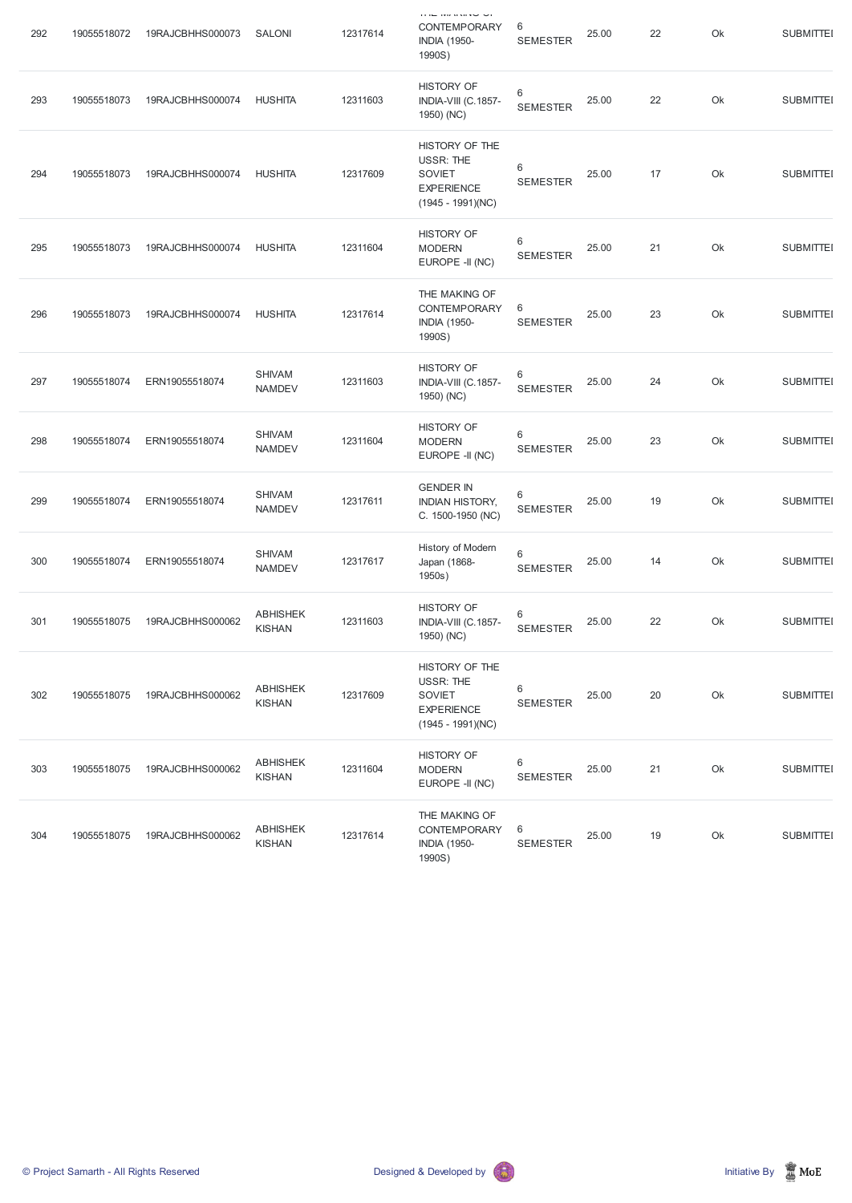| | | | | | | | | | | |
|---|---|---|---|---|---|---|---|---|---|---|
| 292 | 19055518072 | 19RAJCBHHS000073 | SALONI | 12317614 | THE MAKING OF CONTEMPORARY INDIA (1950-1990S) | 6 SEMESTER | 25.00 | 22 | Ok | SUBMITTED |
| 293 | 19055518073 | 19RAJCBHHS000074 | HUSHITA | 12311603 | HISTORY OF INDIA-VIII (C.1857-1950) (NC) | 6 SEMESTER | 25.00 | 22 | Ok | SUBMITTED |
| 294 | 19055518073 | 19RAJCBHHS000074 | HUSHITA | 12317609 | HISTORY OF THE USSR: THE SOVIET EXPERIENCE (1945 - 1991)(NC) | 6 SEMESTER | 25.00 | 17 | Ok | SUBMITTED |
| 295 | 19055518073 | 19RAJCBHHS000074 | HUSHITA | 12311604 | HISTORY OF MODERN EUROPE -II (NC) | 6 SEMESTER | 25.00 | 21 | Ok | SUBMITTED |
| 296 | 19055518073 | 19RAJCBHHS000074 | HUSHITA | 12317614 | THE MAKING OF CONTEMPORARY INDIA (1950-1990S) | 6 SEMESTER | 25.00 | 23 | Ok | SUBMITTED |
| 297 | 19055518074 | ERN19055518074 | SHIVAM NAMDEV | 12311603 | HISTORY OF INDIA-VIII (C.1857-1950) (NC) | 6 SEMESTER | 25.00 | 24 | Ok | SUBMITTED |
| 298 | 19055518074 | ERN19055518074 | SHIVAM NAMDEV | 12311604 | HISTORY OF MODERN EUROPE -II (NC) | 6 SEMESTER | 25.00 | 23 | Ok | SUBMITTED |
| 299 | 19055518074 | ERN19055518074 | SHIVAM NAMDEV | 12317611 | GENDER IN INDIAN HISTORY, C. 1500-1950 (NC) | 6 SEMESTER | 25.00 | 19 | Ok | SUBMITTED |
| 300 | 19055518074 | ERN19055518074 | SHIVAM NAMDEV | 12317617 | History of Modern Japan (1868-1950s) | 6 SEMESTER | 25.00 | 14 | Ok | SUBMITTED |
| 301 | 19055518075 | 19RAJCBHHS000062 | ABHISHEK KISHAN | 12311603 | HISTORY OF INDIA-VIII (C.1857-1950) (NC) | 6 SEMESTER | 25.00 | 22 | Ok | SUBMITTED |
| 302 | 19055518075 | 19RAJCBHHS000062 | ABHISHEK KISHAN | 12317609 | HISTORY OF THE USSR: THE SOVIET EXPERIENCE (1945 - 1991)(NC) | 6 SEMESTER | 25.00 | 20 | Ok | SUBMITTED |
| 303 | 19055518075 | 19RAJCBHHS000062 | ABHISHEK KISHAN | 12311604 | HISTORY OF MODERN EUROPE -II (NC) | 6 SEMESTER | 25.00 | 21 | Ok | SUBMITTED |
| 304 | 19055518075 | 19RAJCBHHS000062 | ABHISHEK KISHAN | 12317614 | THE MAKING OF CONTEMPORARY INDIA (1950-1990S) | 6 SEMESTER | 25.00 | 19 | Ok | SUBMITTED |

© Project Samarth - All Rights Reserved    Designed & Developed by    Initiative By MoE